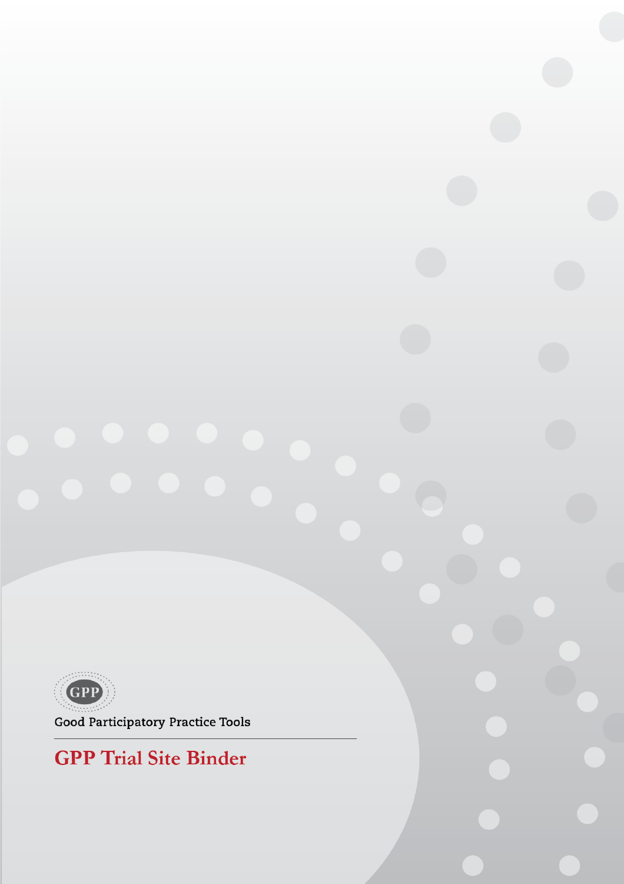GPP

Good Participatory Practice Tools

# GPP Trial Site Binder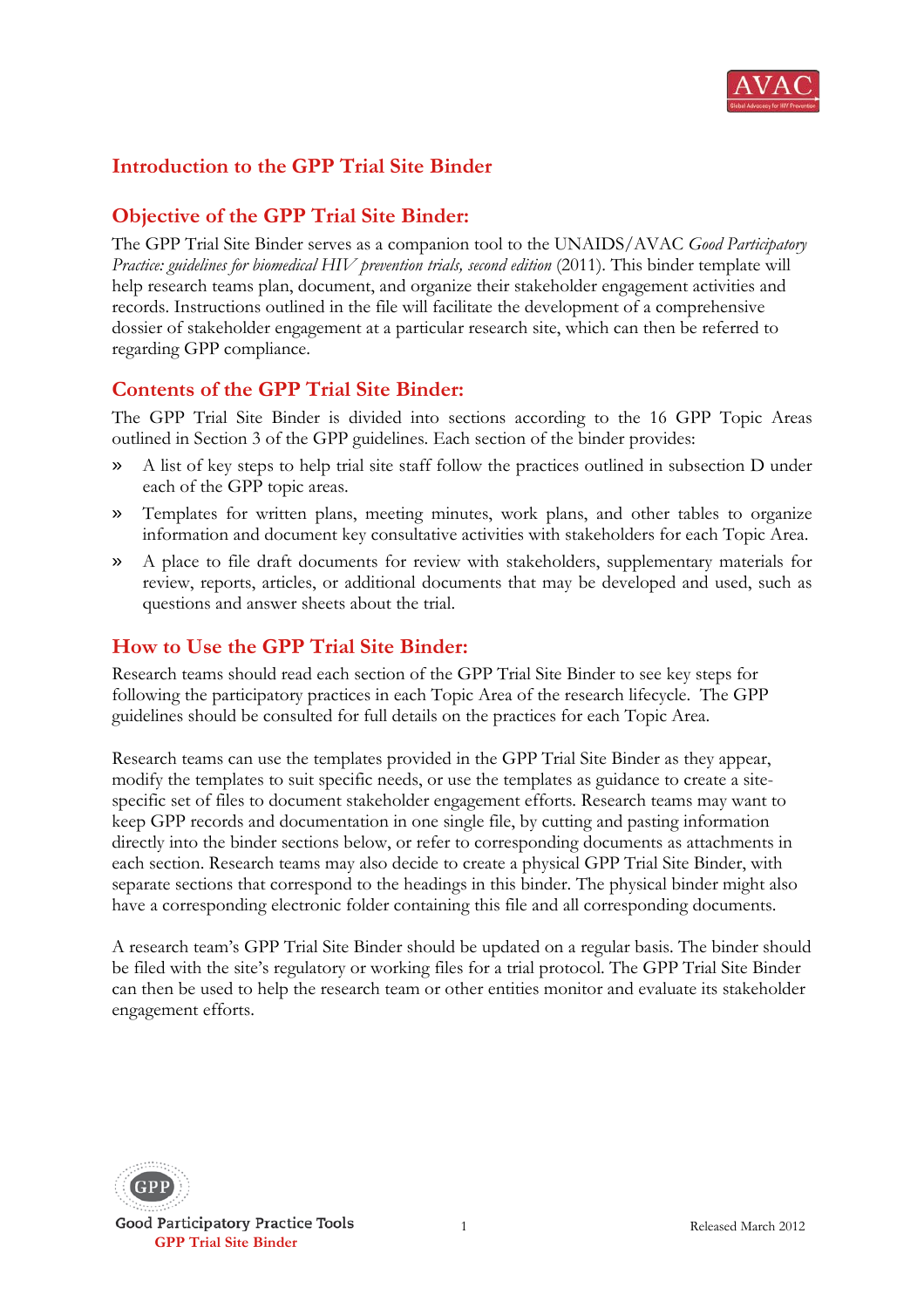# Introduction to the GPP Trial Site Binder

## Objective of the GPP Trial Site Binder:

The GPP Trial Site Binder serves as a companion tool to the UNAIDS/AVAC *Good Participatory Practice: guidelines for biomedical HIV prevention trials, second edition* (2011). This binder template will help research teams plan, document, and organize their stakeholder engagement activities and records. Instructions outlined in the file will facilitate the development of a comprehensive dossier of stakeholder engagement at a particular research site, which can then be referred to regarding GPP compliance.

## Contents of the GPP Trial Site Binder:

The GPP Trial Site Binder is divided into sections according to the 16 GPP Topic Areas outlined in Section 3 of the GPP guidelines. Each section of the binder provides:

» A list of key steps to help trial site staff follow the practices outlined in subsection D under each of the GPP topic areas.

» Templates for written plans, meeting minutes, work plans, and other tables to organize information and document key consultative activities with stakeholders for each Topic Area.

» A place to file draft documents for review with stakeholders, supplementary materials for review, reports, articles, or additional documents that may be developed and used, such as questions and answer sheets about the trial.

## How to Use the GPP Trial Site Binder:

Research teams should read each section of the GPP Trial Site Binder to see key steps for following the participatory practices in each Topic Area of the research lifecycle. The GPP guidelines should be consulted for full details on the practices for each Topic Area.

Research teams can use the templates provided in the GPP Trial Site Binder as they appear, modify the templates to suit specific needs, or use the templates as guidance to create a site-specific set of files to document stakeholder engagement efforts. Research teams may want to keep GPP records and documentation in one single file, by cutting and pasting information directly into the binder sections below, or refer to corresponding documents as attachments in each section. Research teams may also decide to create a physical GPP Trial Site Binder, with separate sections that correspond to the headings in this binder. The physical binder might also have a corresponding electronic folder containing this file and all corresponding documents.

A research team's GPP Trial Site Binder should be updated on a regular basis. The binder should be filed with the site's regulatory or working files for a trial protocol. The GPP Trial Site Binder can then be used to help the research team or other entities monitor and evaluate its stakeholder engagement efforts.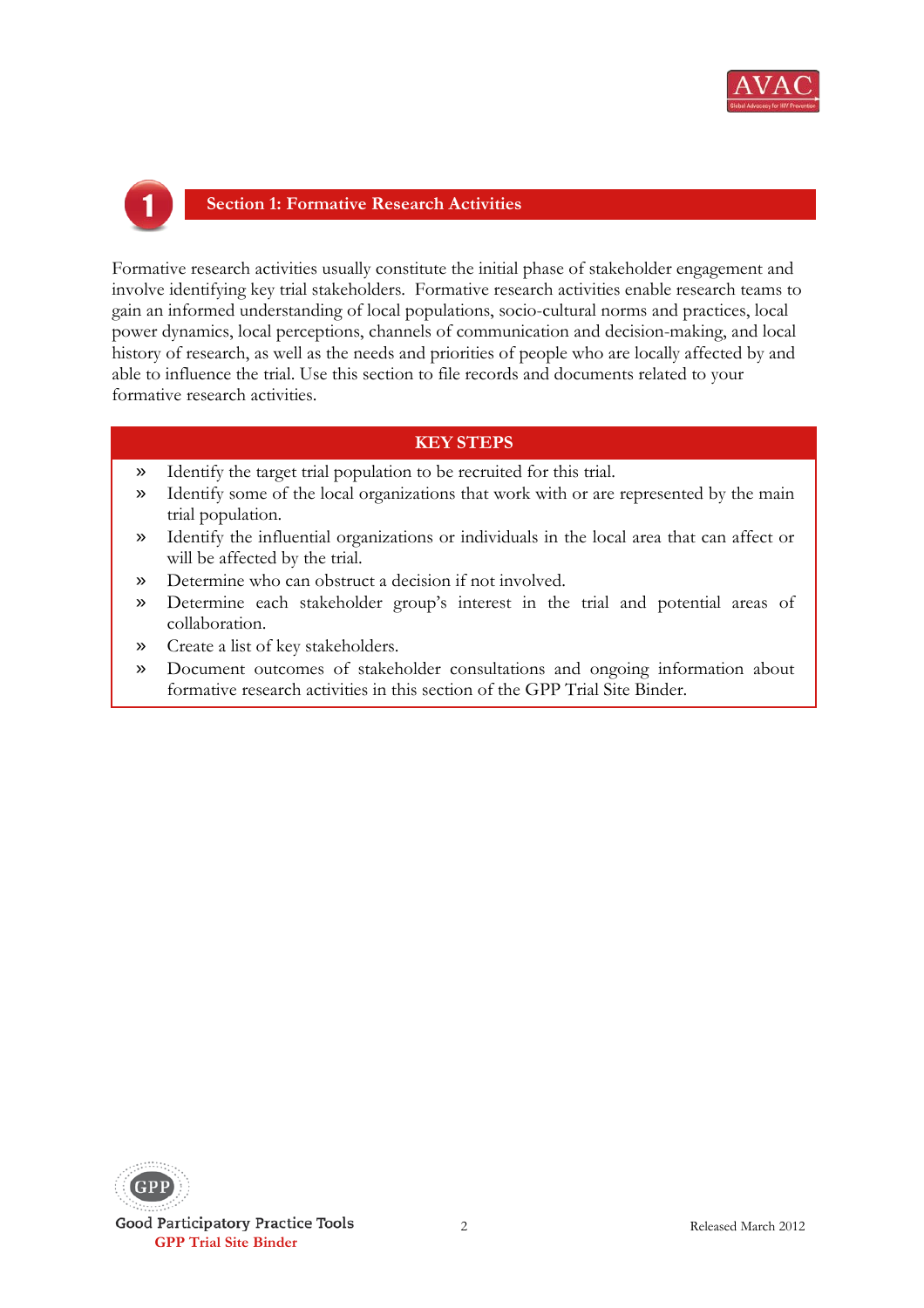# 1 Section 1: Formative Research Activities

Formative research activities usually constitute the initial phase of stakeholder engagement and involve identifying key trial stakeholders. Formative research activities enable research teams to gain an informed understanding of local populations, socio-cultural norms and practices, local power dynamics, local perceptions, channels of communication and decision-making, and local history of research, as well as the needs and priorities of people who are locally affected by and able to influence the trial. Use this section to file records and documents related to your formative research activities.

## KEY STEPS

- » Identify the target trial population to be recruited for this trial.
- » Identify some of the local organizations that work with or are represented by the main trial population.
- » Identify the influential organizations or individuals in the local area that can affect or will be affected by the trial.
- » Determine who can obstruct a decision if not involved.
- » Determine each stakeholder group's interest in the trial and potential areas of collaboration.
- » Create a list of key stakeholders.
- » Document outcomes of stakeholder consultations and ongoing information about formative research activities in this section of the GPP Trial Site Binder.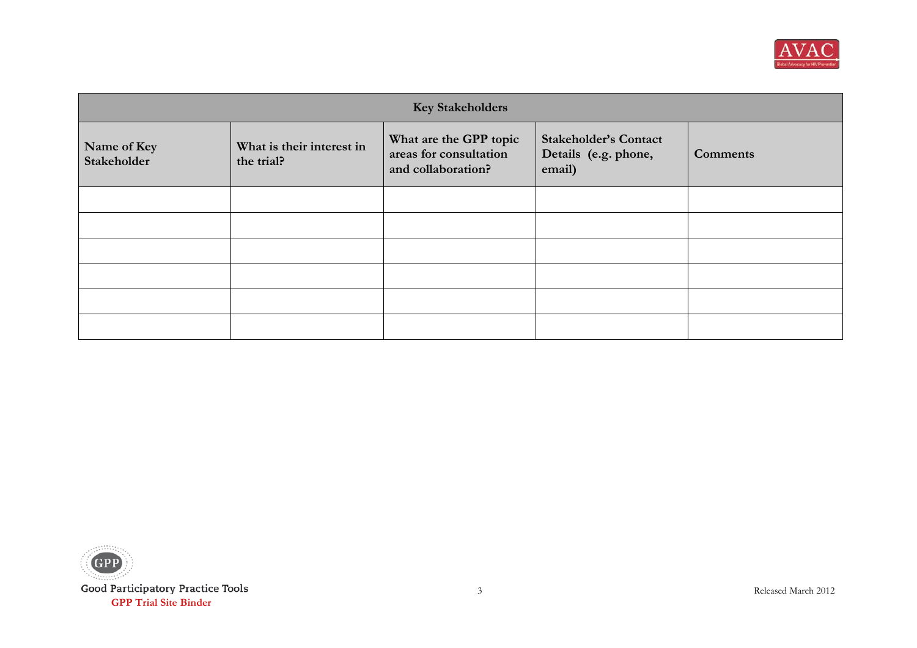| Key Stakeholders | | | | |
|---|---|---|---|---|
| **Name of Key Stakeholder** | **What is their interest in the trial?** | **What are the GPP topic areas for consultation and collaboration?** | **Stakeholder's Contact Details (e.g. phone, email)** | **Comments** |
| | | | | |
| | | | | |
| | | | | |
| | | | | |
| | | | | |
| | | | | |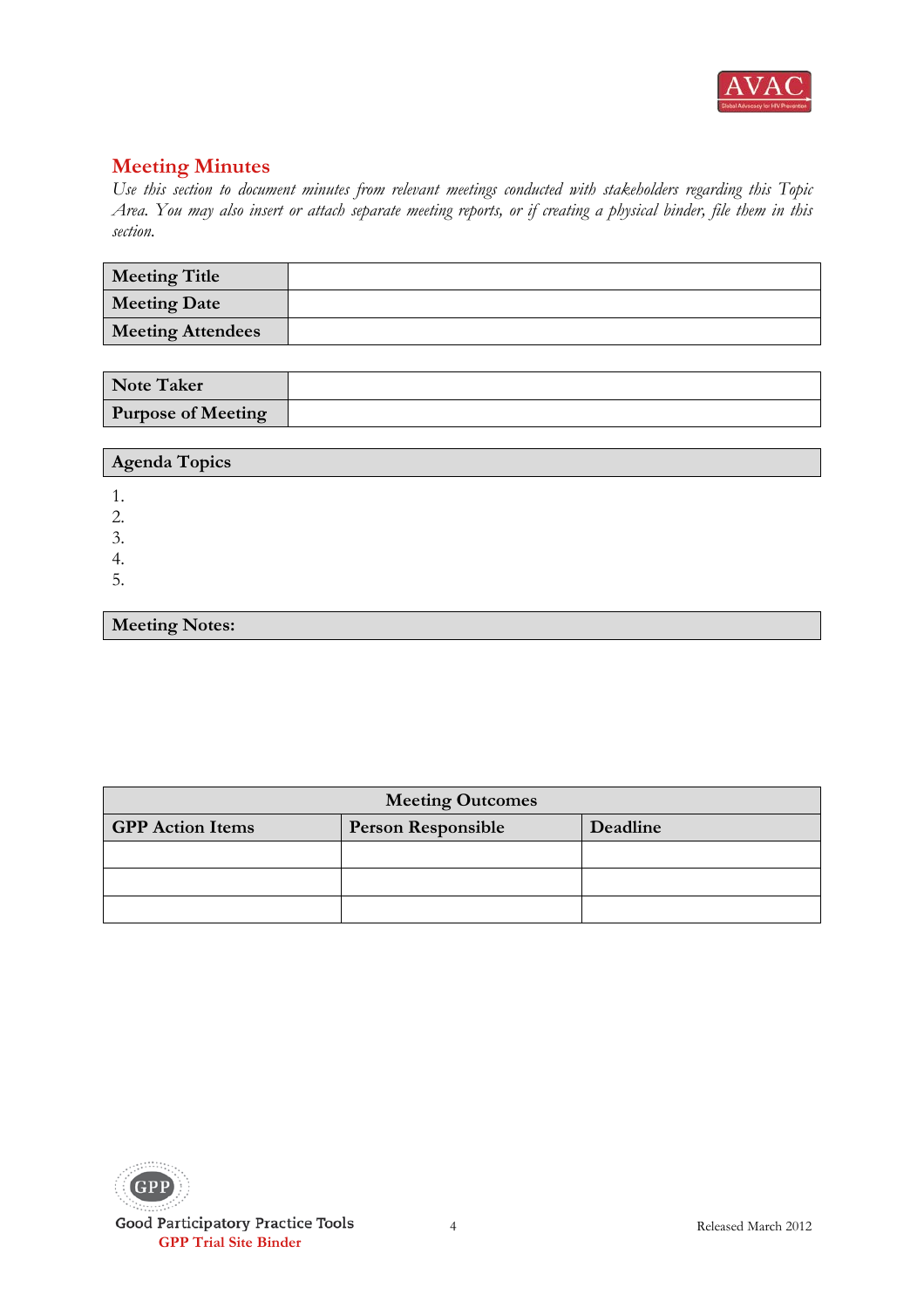## Meeting Minutes

*Use this section to document minutes from relevant meetings conducted with stakeholders regarding this Topic Area. You may also insert or attach separate meeting reports, or if creating a physical binder, file them in this section.*

| **Meeting Title** | |
|---|---|
| **Meeting Date** | |
| **Meeting Attendees** | |

| **Note Taker** | |
|---|---|
| **Purpose of Meeting** | |

| **Agenda Topics** |
|---|

1.
2.
3.
4.
5.

| **Meeting Notes:** |
|---|

| **Meeting Outcomes** | | |
|---|---|---|
| **GPP Action Items** | **Person Responsible** | **Deadline** |
| | | |
| | | |
| | | |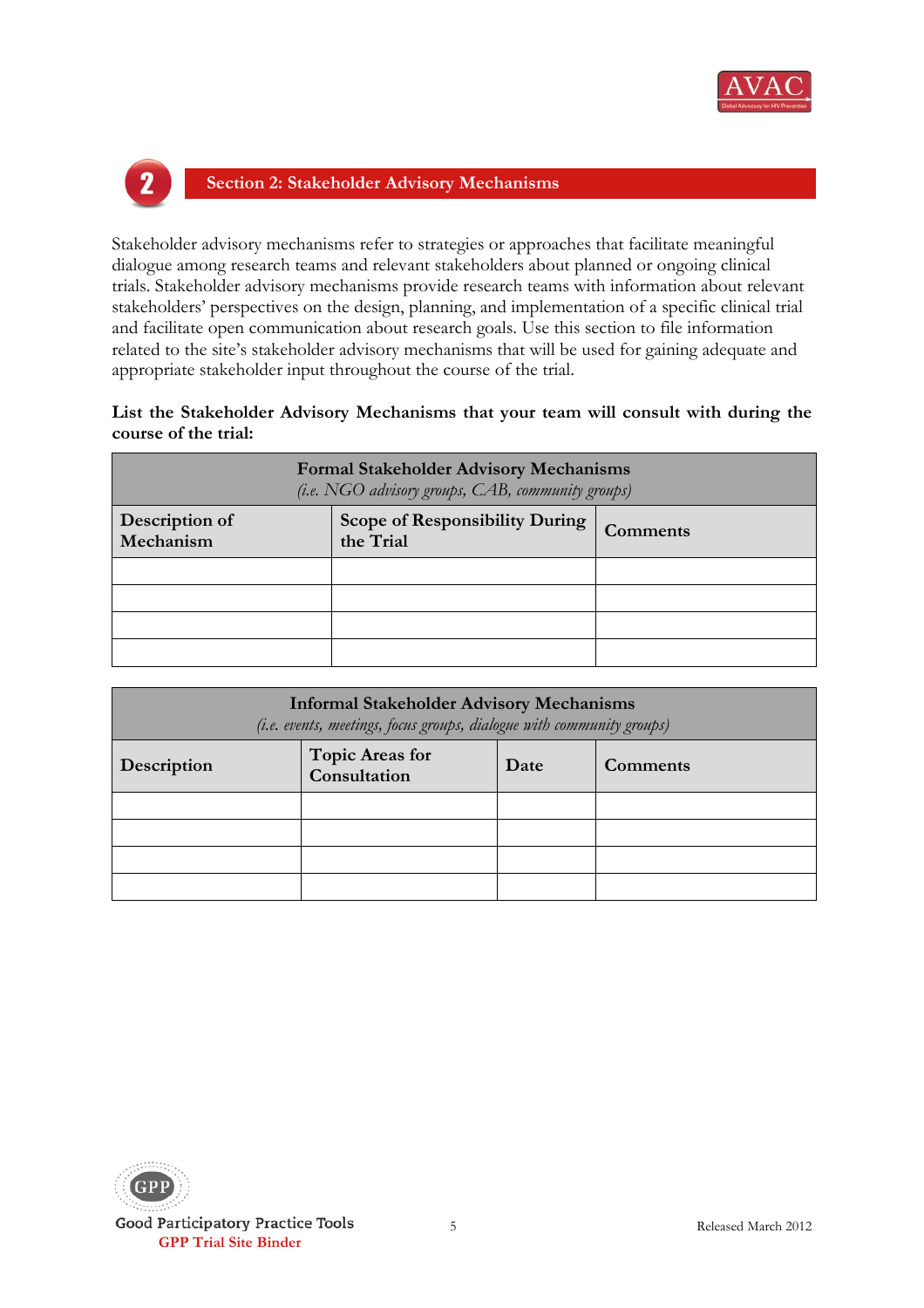## Section 2: Stakeholder Advisory Mechanisms

Stakeholder advisory mechanisms refer to strategies or approaches that facilitate meaningful dialogue among research teams and relevant stakeholders about planned or ongoing clinical trials. Stakeholder advisory mechanisms provide research teams with information about relevant stakeholders' perspectives on the design, planning, and implementation of a specific clinical trial and facilitate open communication about research goals. Use this section to file information related to the site's stakeholder advisory mechanisms that will be used for gaining adequate and appropriate stakeholder input throughout the course of the trial.

**List the Stakeholder Advisory Mechanisms that your team will consult with during the course of the trial:**

| **Formal Stakeholder Advisory Mechanisms** *(i.e. NGO advisory groups, CAB, community groups)* | | |
|---|---|---|
| **Description of Mechanism** | **Scope of Responsibility During the Trial** | **Comments** |
| | | |
| | | |
| | | |
| | | |

| **Informal Stakeholder Advisory Mechanisms** *(i.e. events, meetings, focus groups, dialogue with community groups)* | | | |
|---|---|---|---|
| **Description** | **Topic Areas for Consultation** | **Date** | **Comments** |
| | | | |
| | | | |
| | | | |
| | | | |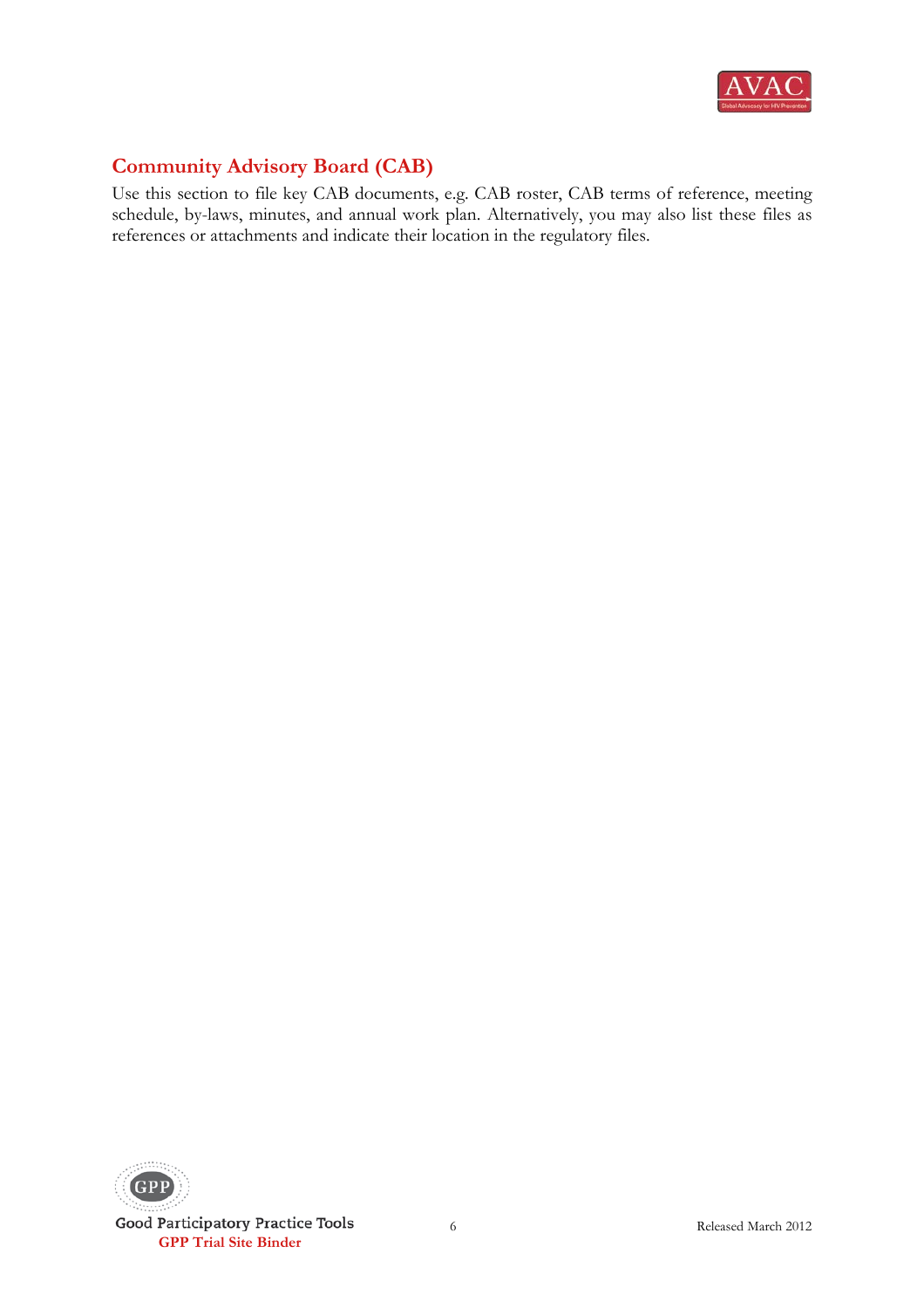## Community Advisory Board (CAB)

Use this section to file key CAB documents, e.g. CAB roster, CAB terms of reference, meeting schedule, by-laws, minutes, and annual work plan. Alternatively, you may also list these files as references or attachments and indicate their location in the regulatory files.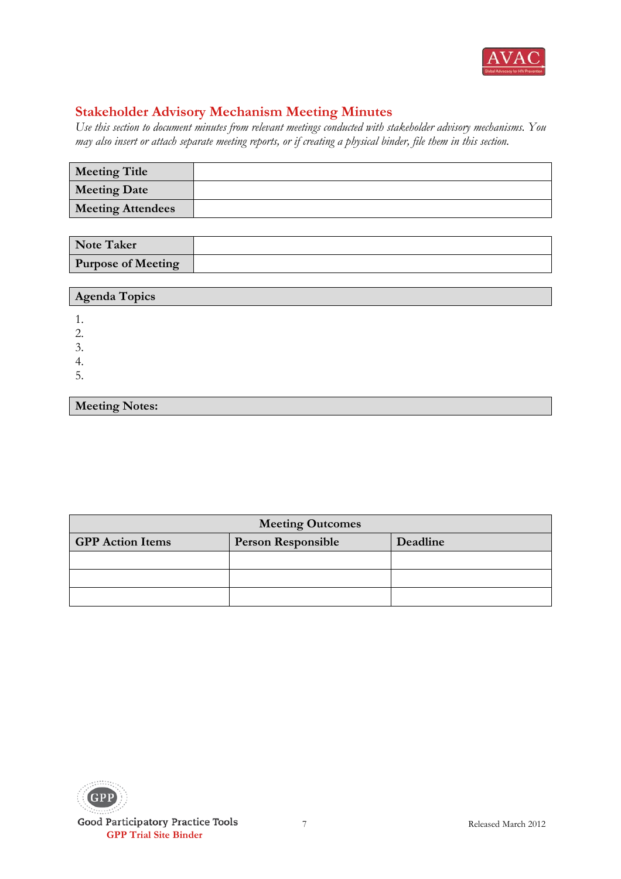## Stakeholder Advisory Mechanism Meeting Minutes

*Use this section to document minutes from relevant meetings conducted with stakeholder advisory mechanisms. You may also insert or attach separate meeting reports, or if creating a physical binder, file them in this section.*

| **Meeting Title** | |
|---|---|
| **Meeting Date** | |
| **Meeting Attendees** | |

| **Note Taker** | |
|---|---|
| **Purpose of Meeting** | |

| **Agenda Topics** |
|---|

1.
2.
3.
4.
5.

| **Meeting Notes:** |
|---|

| **Meeting Outcomes** | | |
|---|---|---|
| **GPP Action Items** | **Person Responsible** | **Deadline** |
| | | |
| | | |
| | | |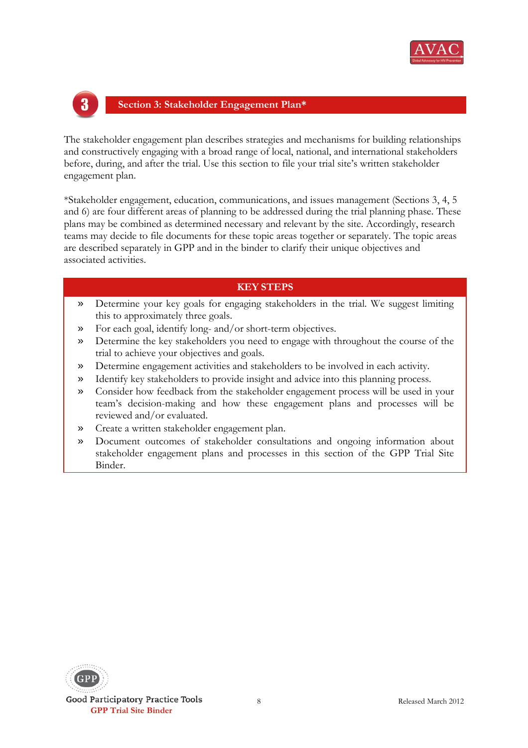## Section 3: Stakeholder Engagement Plan*

The stakeholder engagement plan describes strategies and mechanisms for building relationships and constructively engaging with a broad range of local, national, and international stakeholders before, during, and after the trial. Use this section to file your trial site's written stakeholder engagement plan.

*Stakeholder engagement, education, communications, and issues management (Sections 3, 4, 5 and 6) are four different areas of planning to be addressed during the trial planning phase. These plans may be combined as determined necessary and relevant by the site. Accordingly, research teams may decide to file documents for these topic areas together or separately. The topic areas are described separately in GPP and in the binder to clarify their unique objectives and associated activities.

### KEY STEPS

- » Determine your key goals for engaging stakeholders in the trial. We suggest limiting this to approximately three goals.
- » For each goal, identify long- and/or short-term objectives.
- » Determine the key stakeholders you need to engage with throughout the course of the trial to achieve your objectives and goals.
- » Determine engagement activities and stakeholders to be involved in each activity.
- » Identify key stakeholders to provide insight and advice into this planning process.
- » Consider how feedback from the stakeholder engagement process will be used in your team's decision-making and how these engagement plans and processes will be reviewed and/or evaluated.
- » Create a written stakeholder engagement plan.
- » Document outcomes of stakeholder consultations and ongoing information about stakeholder engagement plans and processes in this section of the GPP Trial Site Binder.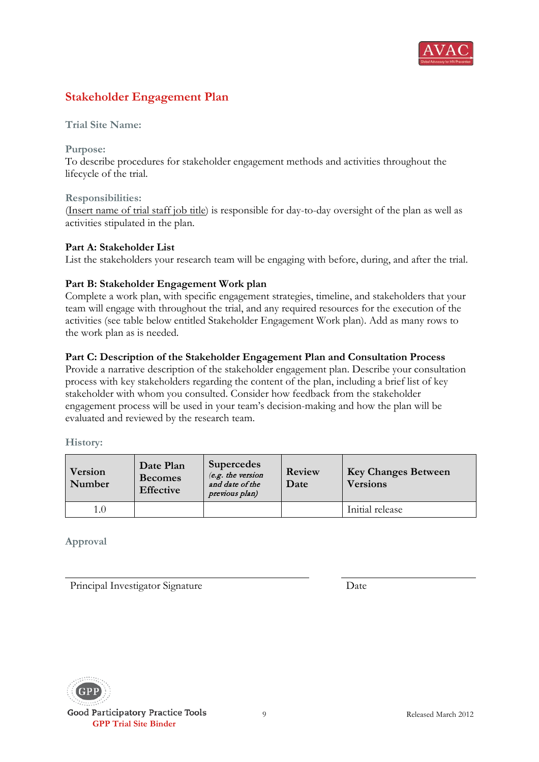## Stakeholder Engagement Plan

**Trial Site Name:**

**Purpose:**
To describe procedures for stakeholder engagement methods and activities throughout the lifecycle of the trial.

**Responsibilities:**
(Insert name of trial staff job title) is responsible for day-to-day oversight of the plan as well as activities stipulated in the plan.

**Part A: Stakeholder List**
List the stakeholders your research team will be engaging with before, during, and after the trial.

**Part B: Stakeholder Engagement Work plan**
Complete a work plan, with specific engagement strategies, timeline, and stakeholders that your team will engage with throughout the trial, and any required resources for the execution of the activities (see table below entitled Stakeholder Engagement Work plan). Add as many rows to the work plan as is needed.

**Part C: Description of the Stakeholder Engagement Plan and Consultation Process**
Provide a narrative description of the stakeholder engagement plan. Describe your consultation process with key stakeholders regarding the content of the plan, including a brief list of key stakeholder with whom you consulted. Consider how feedback from the stakeholder engagement process will be used in your team's decision-making and how the plan will be evaluated and reviewed by the research team.

**History:**

| Version Number | Date Plan Becomes Effective | Supercedes *(e.g. the version and date of the previous plan)* | Review Date | Key Changes Between Versions |
|---|---|---|---|---|
| 1.0 | | | | Initial release |

**Approval**

Principal Investigator Signature _______________ Date _______________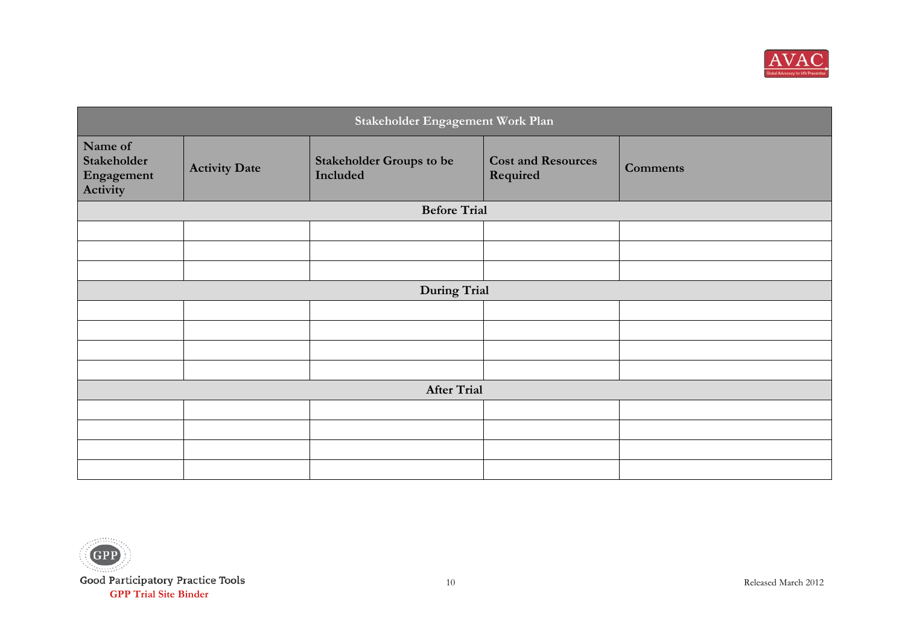| Stakeholder Engagement Work Plan | | | | |
|---|---|---|---|---|
| **Name of Stakeholder Engagement Activity** | **Activity Date** | **Stakeholder Groups to be Included** | **Cost and Resources Required** | **Comments** |
| **Before Trial** | | | | |
| | | | | |
| | | | | |
| | | | | |
| **During Trial** | | | | |
| | | | | |
| | | | | |
| | | | | |
| | | | | |
| **After Trial** | | | | |
| | | | | |
| | | | | |
| | | | | |
| | | | | |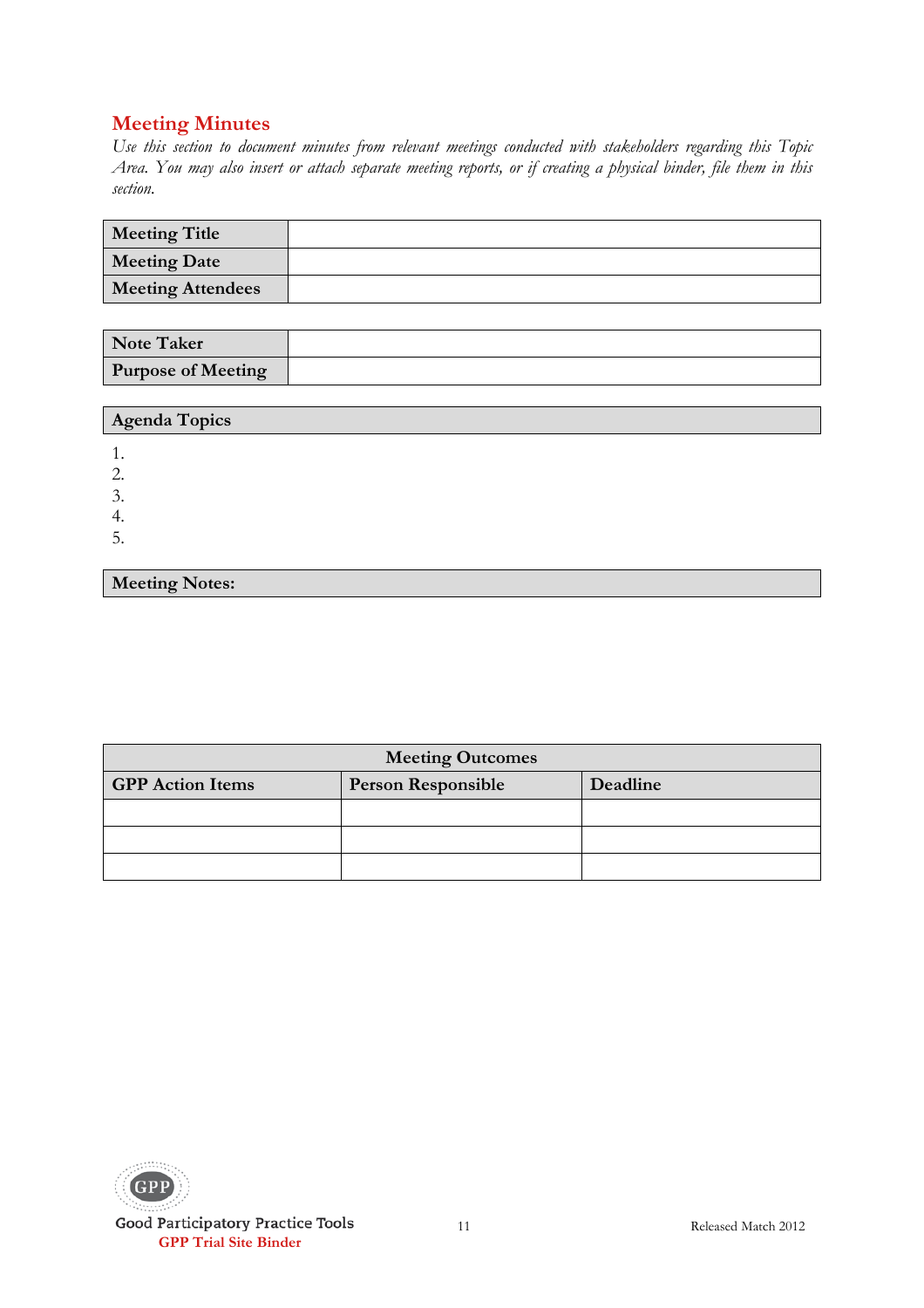## Meeting Minutes

*Use this section to document minutes from relevant meetings conducted with stakeholders regarding this Topic Area. You may also insert or attach separate meeting reports, or if creating a physical binder, file them in this section.*

| Meeting Title | |
|---|---|
| Meeting Date | |
| Meeting Attendees | |

| Note Taker | |
|---|---|
| Purpose of Meeting | |

| Agenda Topics |
|---|

1.
2.
3.
4.
5.

| Meeting Notes: |
|---|

| Meeting Outcomes | | |
|---|---|---|
| GPP Action Items | Person Responsible | Deadline |
| | | |
| | | |
| | | |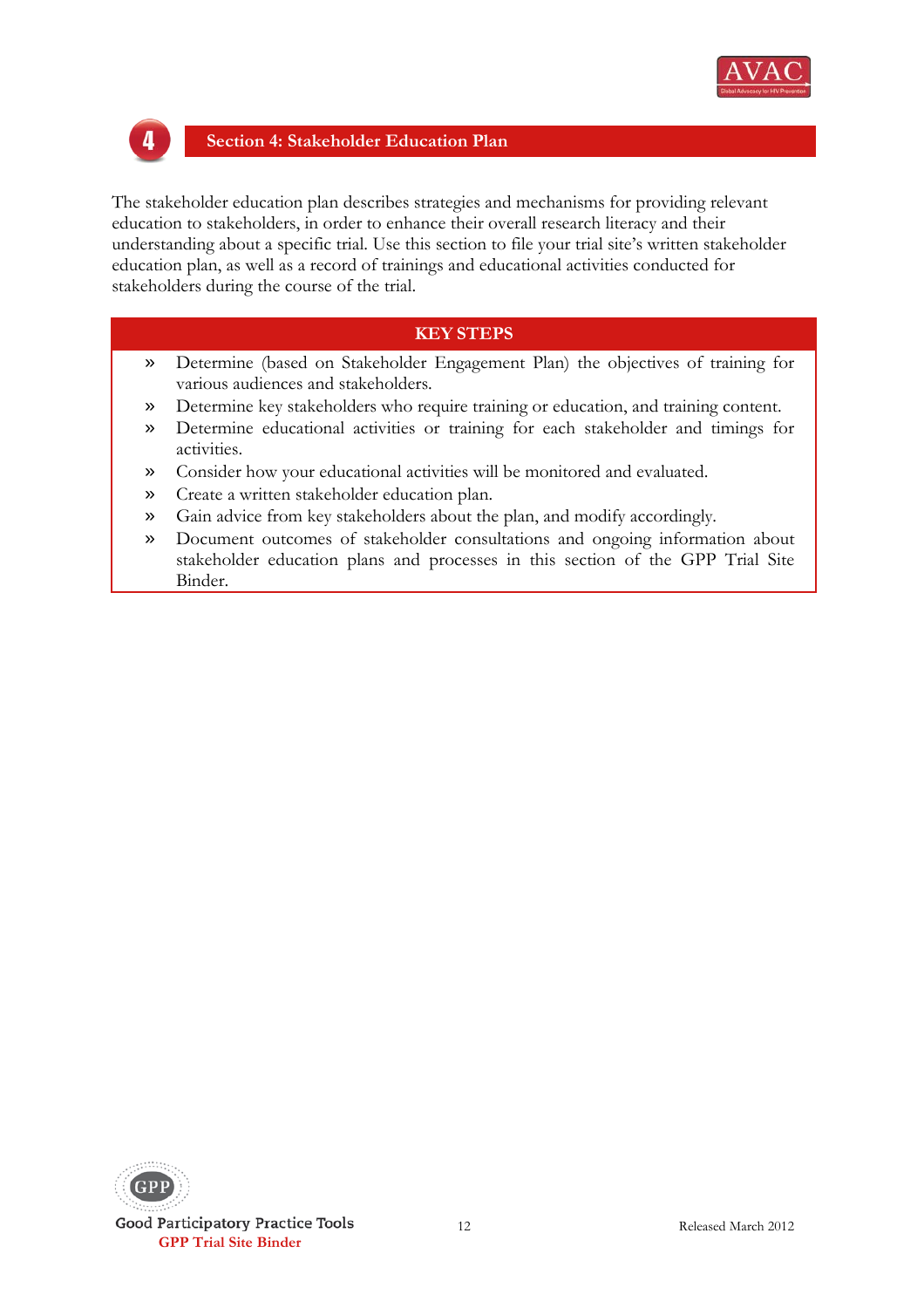## Section 4: Stakeholder Education Plan

The stakeholder education plan describes strategies and mechanisms for providing relevant education to stakeholders, in order to enhance their overall research literacy and their understanding about a specific trial. Use this section to file your trial site's written stakeholder education plan, as well as a record of trainings and educational activities conducted for stakeholders during the course of the trial.

### KEY STEPS

- Determine (based on Stakeholder Engagement Plan) the objectives of training for various audiences and stakeholders.
- Determine key stakeholders who require training or education, and training content.
- Determine educational activities or training for each stakeholder and timings for activities.
- Consider how your educational activities will be monitored and evaluated.
- Create a written stakeholder education plan.
- Gain advice from key stakeholders about the plan, and modify accordingly.
- Document outcomes of stakeholder consultations and ongoing information about stakeholder education plans and processes in this section of the GPP Trial Site Binder.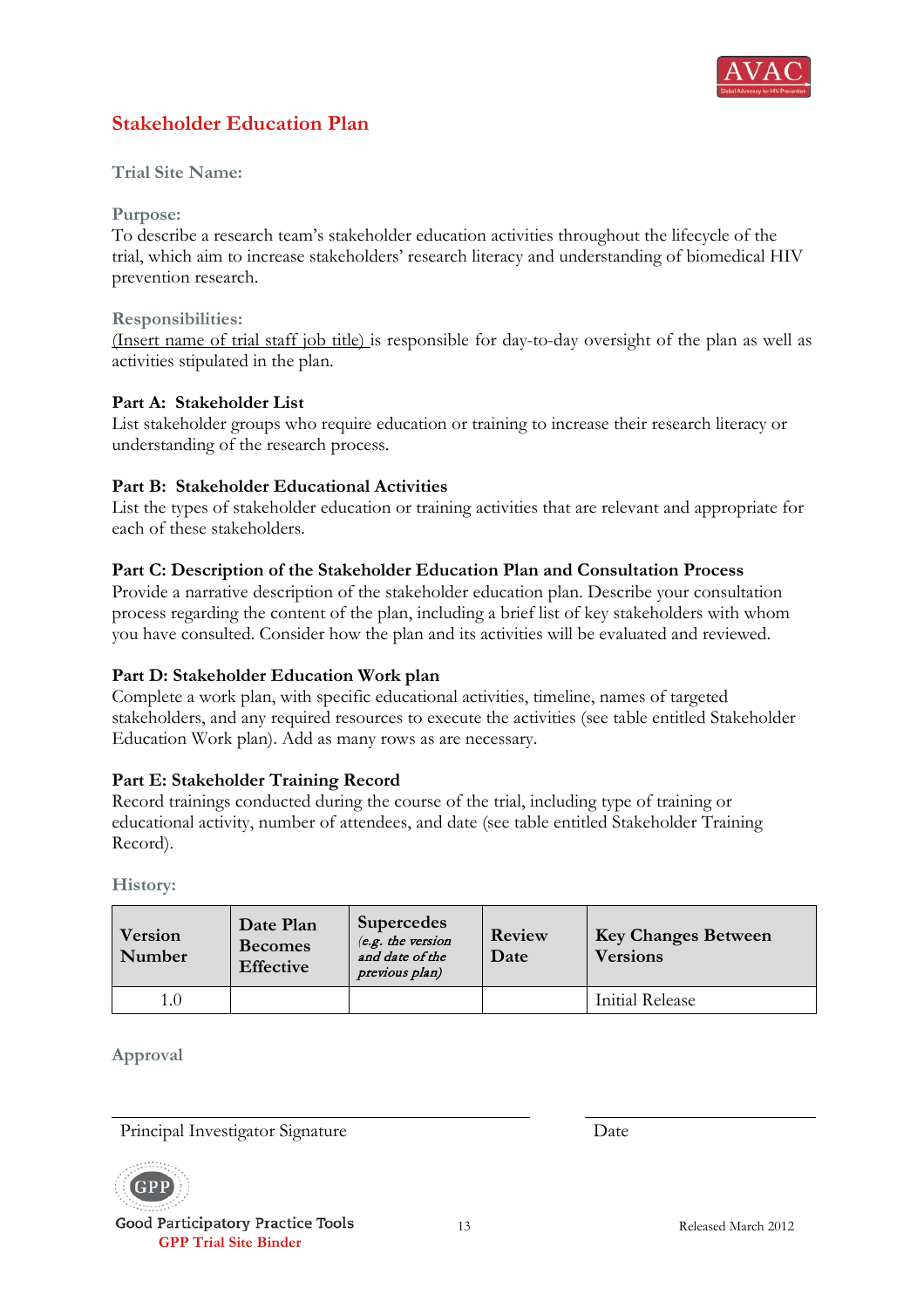# Stakeholder Education Plan

**Trial Site Name:**

**Purpose:**
To describe a research team's stakeholder education activities throughout the lifecycle of the trial, which aim to increase stakeholders' research literacy and understanding of biomedical HIV prevention research.

**Responsibilities:**
(Insert name of trial staff job title) is responsible for day-to-day oversight of the plan as well as activities stipulated in the plan.

**Part A: Stakeholder List**
List stakeholder groups who require education or training to increase their research literacy or understanding of the research process.

**Part B: Stakeholder Educational Activities**
List the types of stakeholder education or training activities that are relevant and appropriate for each of these stakeholders.

**Part C: Description of the Stakeholder Education Plan and Consultation Process**
Provide a narrative description of the stakeholder education plan. Describe your consultation process regarding the content of the plan, including a brief list of key stakeholders with whom you have consulted. Consider how the plan and its activities will be evaluated and reviewed.

**Part D: Stakeholder Education Work plan**
Complete a work plan, with specific educational activities, timeline, names of targeted stakeholders, and any required resources to execute the activities (see table entitled Stakeholder Education Work plan). Add as many rows as are necessary.

**Part E: Stakeholder Training Record**
Record trainings conducted during the course of the trial, including type of training or educational activity, number of attendees, and date (see table entitled Stakeholder Training Record).

**History:**

| Version Number | Date Plan Becomes Effective | Supercedes *(e.g. the version and date of the previous plan)* | Review Date | Key Changes Between Versions |
|---|---|---|---|---|
| 1.0 | | | | Initial Release |

**Approval**

\_\_\_\_\_\_\_\_\_\_\_\_\_\_\_\_\_\_\_\_\_\_\_\_\_\_\_\_\_\_\_\_\_\_\_\_\_\_\_\_ \_\_\_\_\_\_\_\_\_\_\_\_\_\_\_\_\_\_\_\_

Principal Investigator Signature Date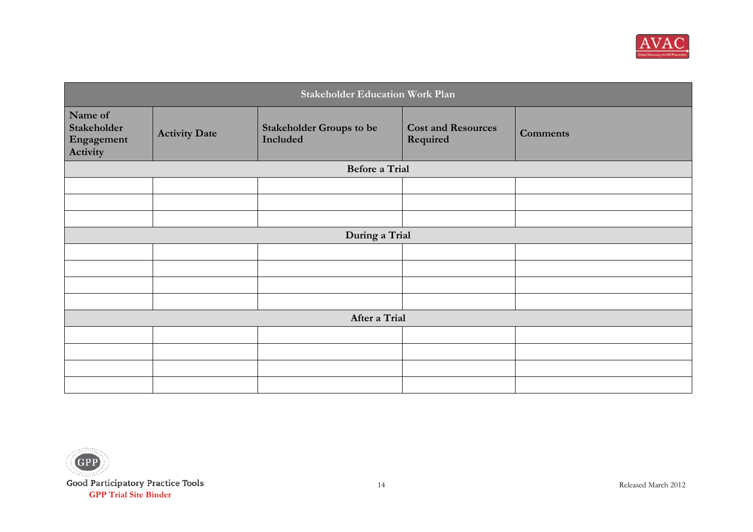| Stakeholder Education Work Plan | | | | |
|---|---|---|---|---|
| **Name of Stakeholder Engagement Activity** | **Activity Date** | **Stakeholder Groups to be Included** | **Cost and Resources Required** | **Comments** |
| **Before a Trial** | | | | |
| | | | | |
| | | | | |
| | | | | |
| **During a Trial** | | | | |
| | | | | |
| | | | | |
| | | | | |
| | | | | |
| **After a Trial** | | | | |
| | | | | |
| | | | | |
| | | | | |
| | | | | |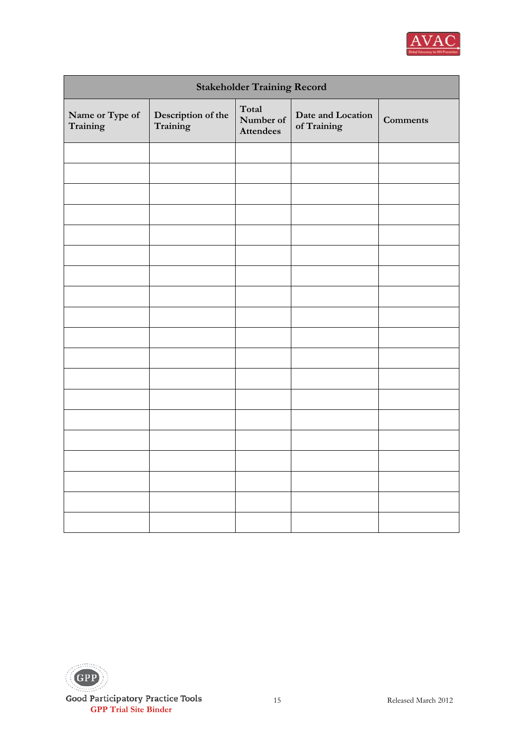| Stakeholder Training Record | | | | |
|---|---|---|---|---|
| **Name or Type of Training** | **Description of the Training** | **Total Number of Attendees** | **Date and Location of Training** | **Comments** |
| | | | | |
| | | | | |
| | | | | |
| | | | | |
| | | | | |
| | | | | |
| | | | | |
| | | | | |
| | | | | |
| | | | | |
| | | | | |
| | | | | |
| | | | | |
| | | | | |
| | | | | |
| | | | | |
| | | | | |
| | | | | |
| | | | | |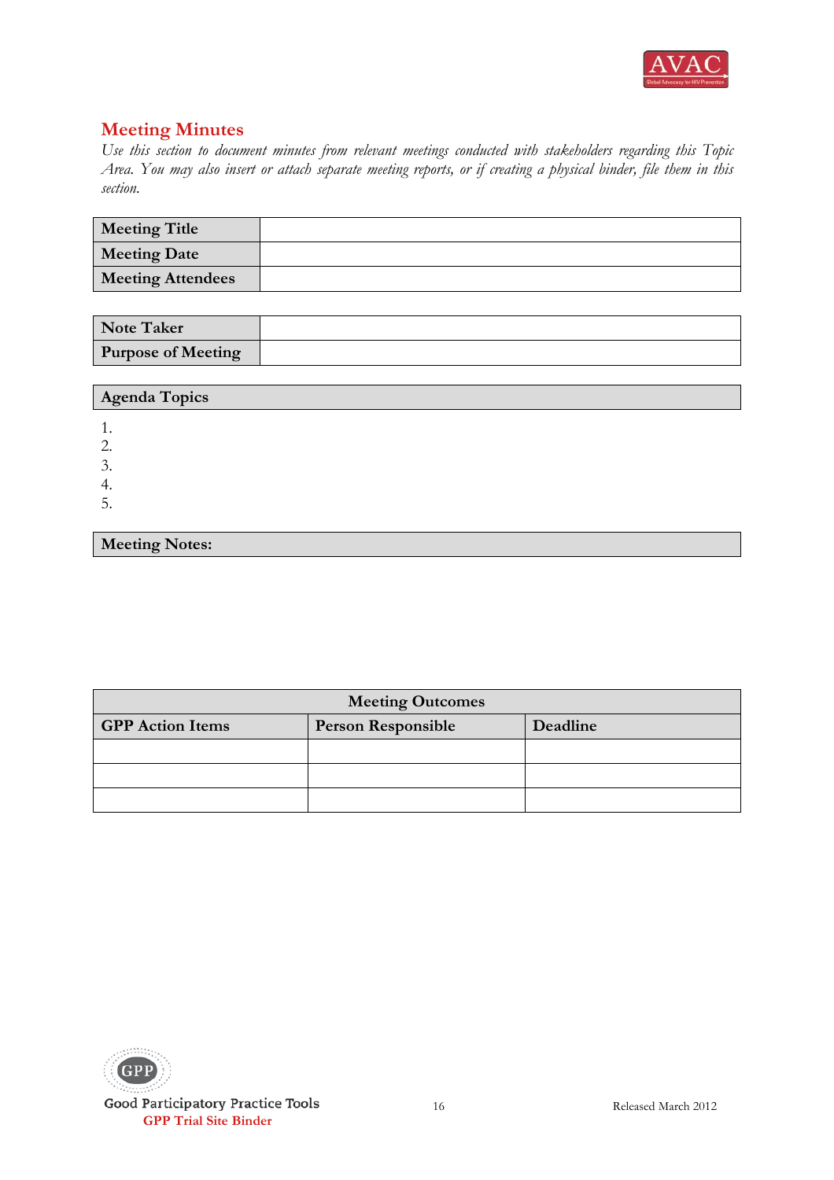## Meeting Minutes

*Use this section to document minutes from relevant meetings conducted with stakeholders regarding this Topic Area. You may also insert or attach separate meeting reports, or if creating a physical binder, file them in this section.*

| Meeting Title | |
|---|---|
| Meeting Date | |
| Meeting Attendees | |

| Note Taker | |
|---|---|
| Purpose of Meeting | |

| Agenda Topics |
|---|

1.
2.
3.
4.
5.

| Meeting Notes: |
|---|

| Meeting Outcomes | | |
|---|---|---|
| **GPP Action Items** | **Person Responsible** | **Deadline** |
| | | |
| | | |
| | | |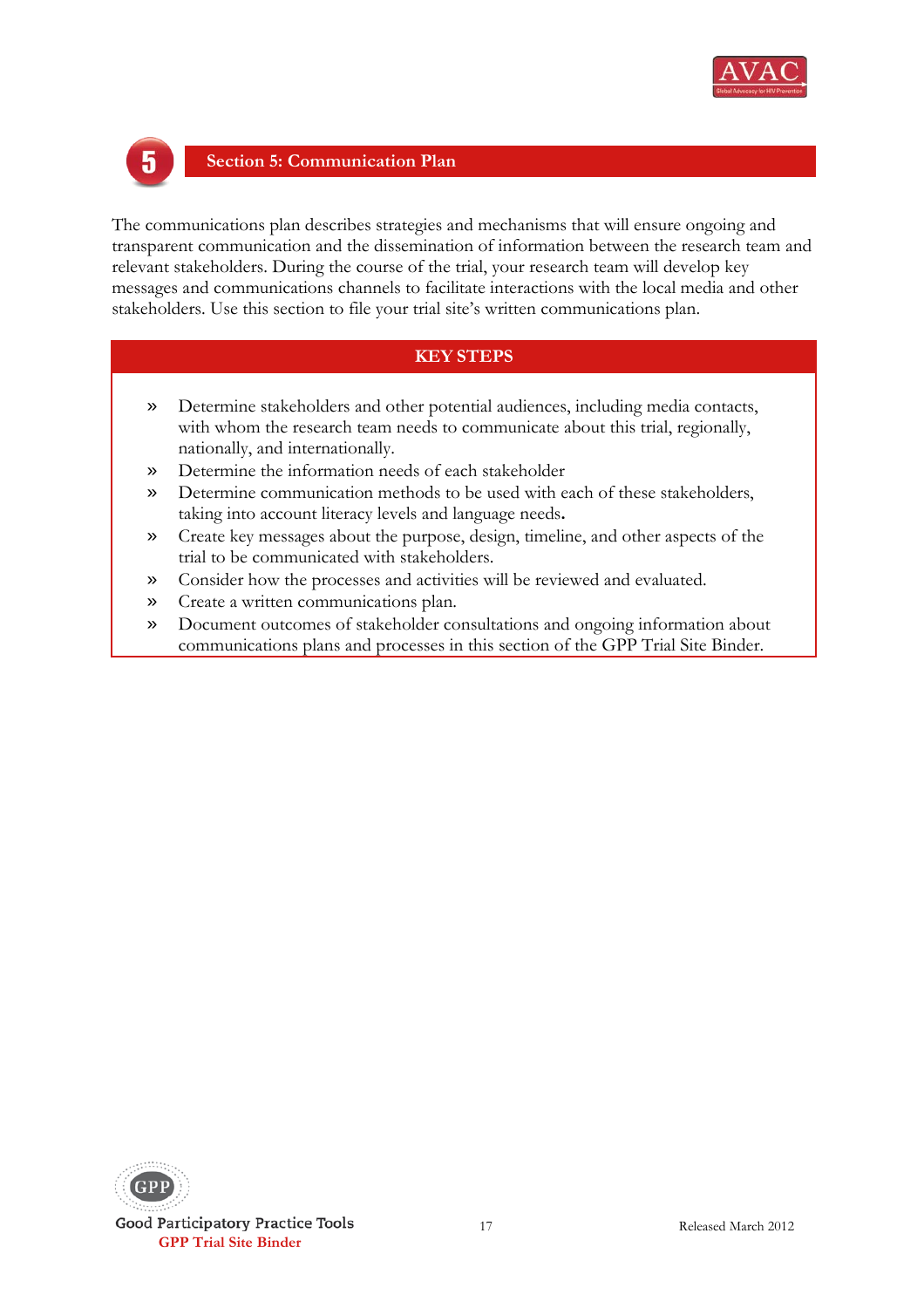# Section 5: Communication Plan

The communications plan describes strategies and mechanisms that will ensure ongoing and transparent communication and the dissemination of information between the research team and relevant stakeholders. During the course of the trial, your research team will develop key messages and communications channels to facilitate interactions with the local media and other stakeholders. Use this section to file your trial site's written communications plan.

## KEY STEPS

- Determine stakeholders and other potential audiences, including media contacts, with whom the research team needs to communicate about this trial, regionally, nationally, and internationally.
- Determine the information needs of each stakeholder
- Determine communication methods to be used with each of these stakeholders, taking into account literacy levels and language needs.
- Create key messages about the purpose, design, timeline, and other aspects of the trial to be communicated with stakeholders.
- Consider how the processes and activities will be reviewed and evaluated.
- Create a written communications plan.
- Document outcomes of stakeholder consultations and ongoing information about communications plans and processes in this section of the GPP Trial Site Binder.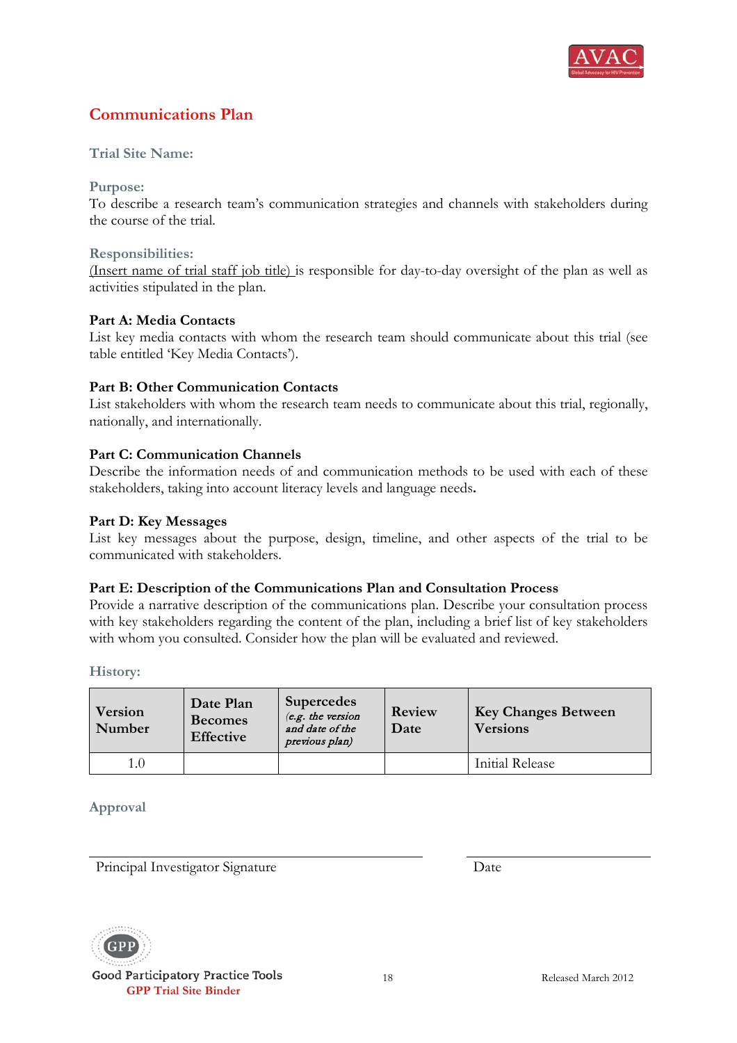## Communications Plan

**Trial Site Name:**

**Purpose:**
To describe a research team's communication strategies and channels with stakeholders during the course of the trial.

**Responsibilities:**
(Insert name of trial staff job title) is responsible for day-to-day oversight of the plan as well as activities stipulated in the plan.

**Part A: Media Contacts**
List key media contacts with whom the research team should communicate about this trial (see table entitled 'Key Media Contacts').

**Part B: Other Communication Contacts**
List stakeholders with whom the research team needs to communicate about this trial, regionally, nationally, and internationally.

**Part C: Communication Channels**
Describe the information needs of and communication methods to be used with each of these stakeholders, taking into account literacy levels and language needs.

**Part D: Key Messages**
List key messages about the purpose, design, timeline, and other aspects of the trial to be communicated with stakeholders.

**Part E: Description of the Communications Plan and Consultation Process**
Provide a narrative description of the communications plan. Describe your consultation process with key stakeholders regarding the content of the plan, including a brief list of key stakeholders with whom you consulted. Consider how the plan will be evaluated and reviewed.

**History:**

| Version Number | Date Plan Becomes Effective | Supercedes *(e.g. the version and date of the previous plan)* | Review Date | Key Changes Between Versions |
|---|---|---|---|---|
| 1.0 | | | | Initial Release |

**Approval**

Principal Investigator Signature ______________________ Date ______________

Good Participatory Practice Tools
GPP Trial Site Binder

Released March 2012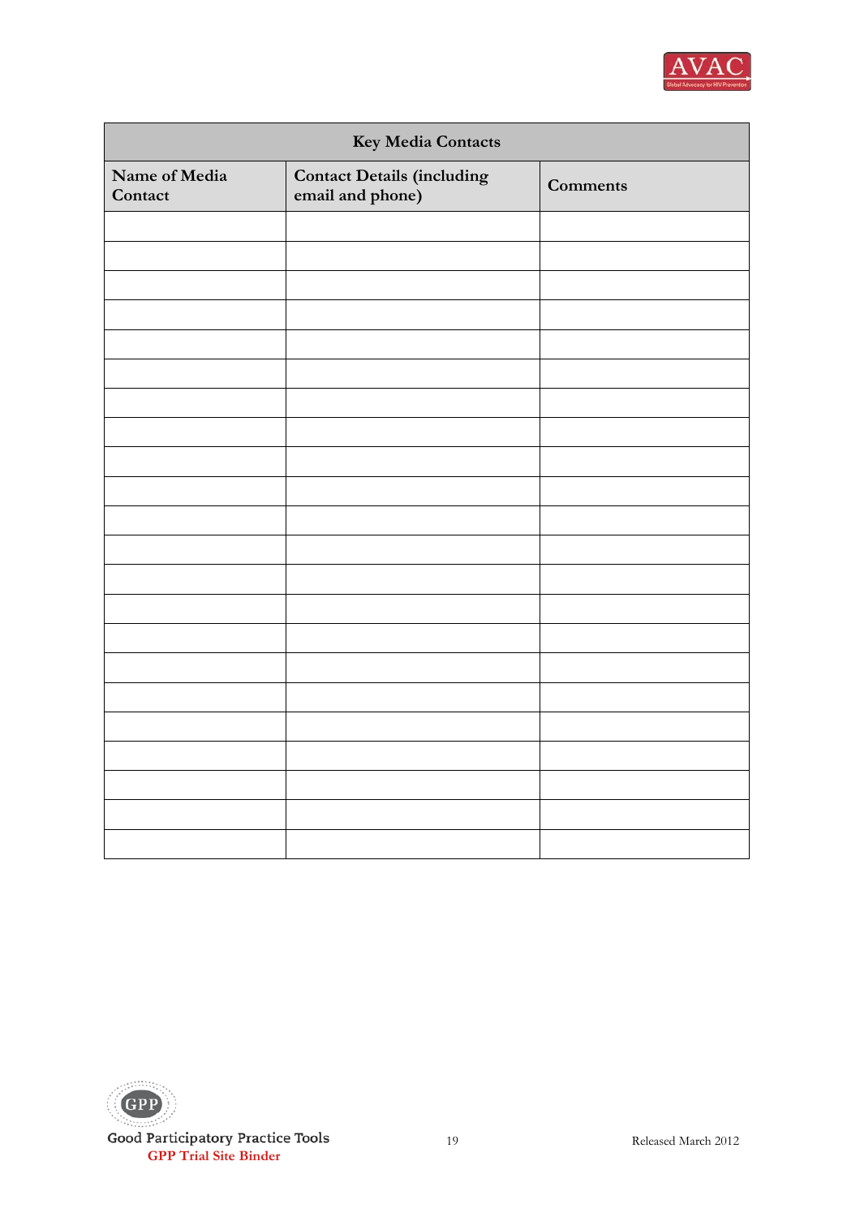| Key Media Contacts | | |
|---|---|---|
| Name of Media Contact | Contact Details (including email and phone) | Comments |
| | | |
| | | |
| | | |
| | | |
| | | |
| | | |
| | | |
| | | |
| | | |
| | | |
| | | |
| | | |
| | | |
| | | |
| | | |
| | | |
| | | |
| | | |
| | | |
| | | |
| | | |
| | | |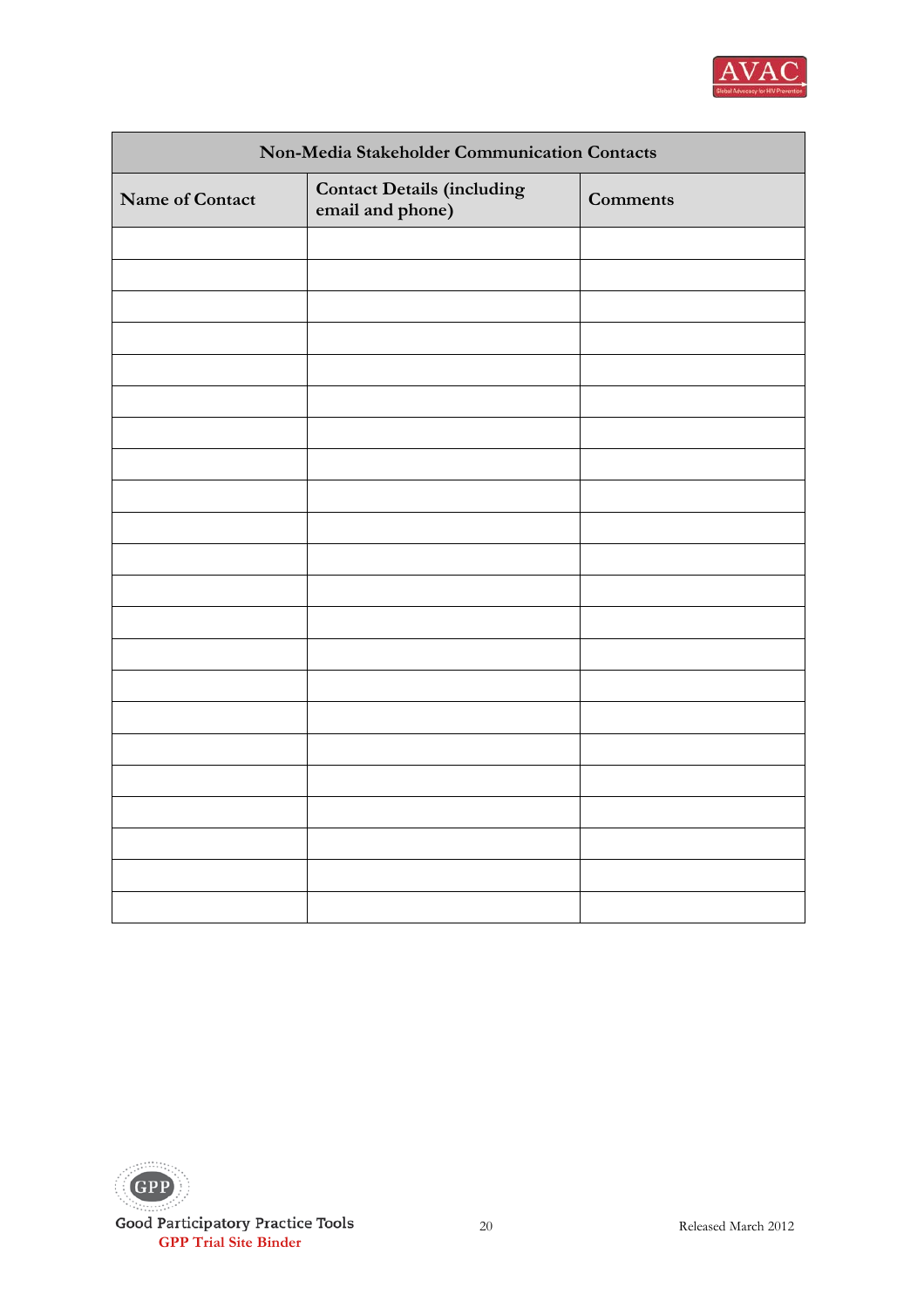| Non-Media Stakeholder Communication Contacts | | |
|---|---|---|
| **Name of Contact** | **Contact Details (including email and phone)** | **Comments** |
| | | |
| | | |
| | | |
| | | |
| | | |
| | | |
| | | |
| | | |
| | | |
| | | |
| | | |
| | | |
| | | |
| | | |
| | | |
| | | |
| | | |
| | | |
| | | |
| | | |
| | | |
| | | |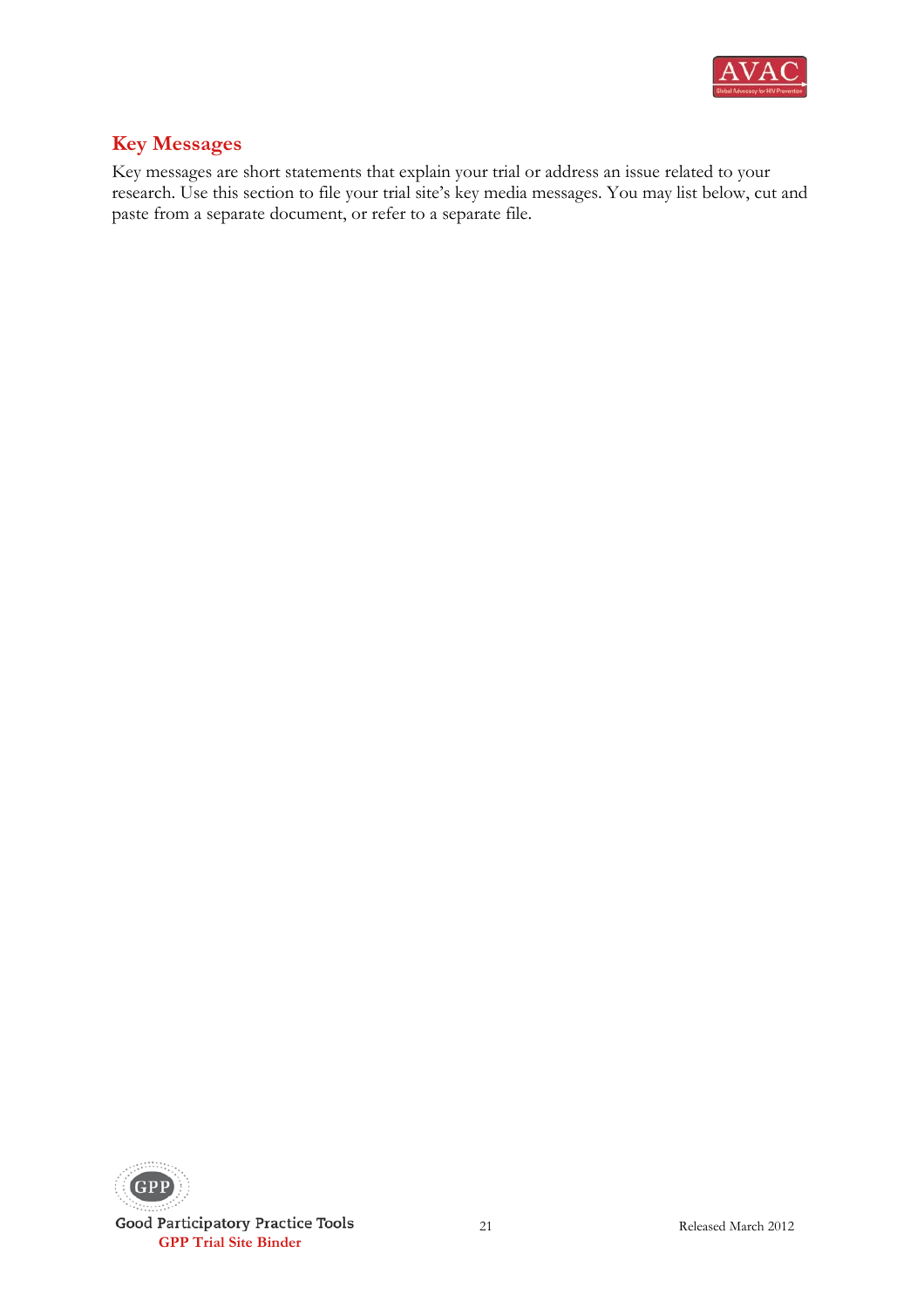## Key Messages

Key messages are short statements that explain your trial or address an issue related to your research. Use this section to file your trial site's key media messages. You may list below, cut and paste from a separate document, or refer to a separate file.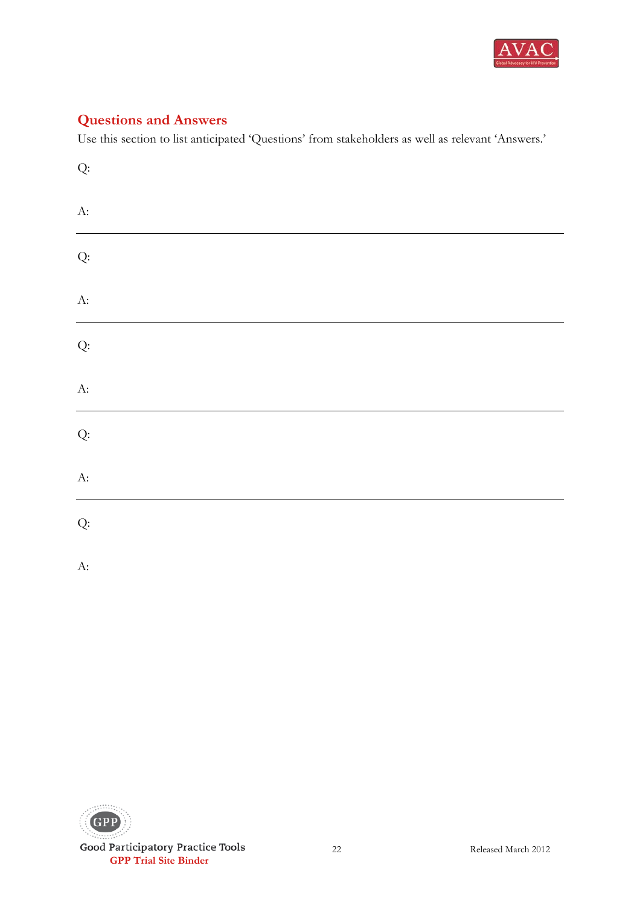## Questions and Answers

Use this section to list anticipated 'Questions' from stakeholders as well as relevant 'Answers.'

Q:

A:

---

Q:

A:

---

Q:

A:

---

Q:

A:

---

Q:

A: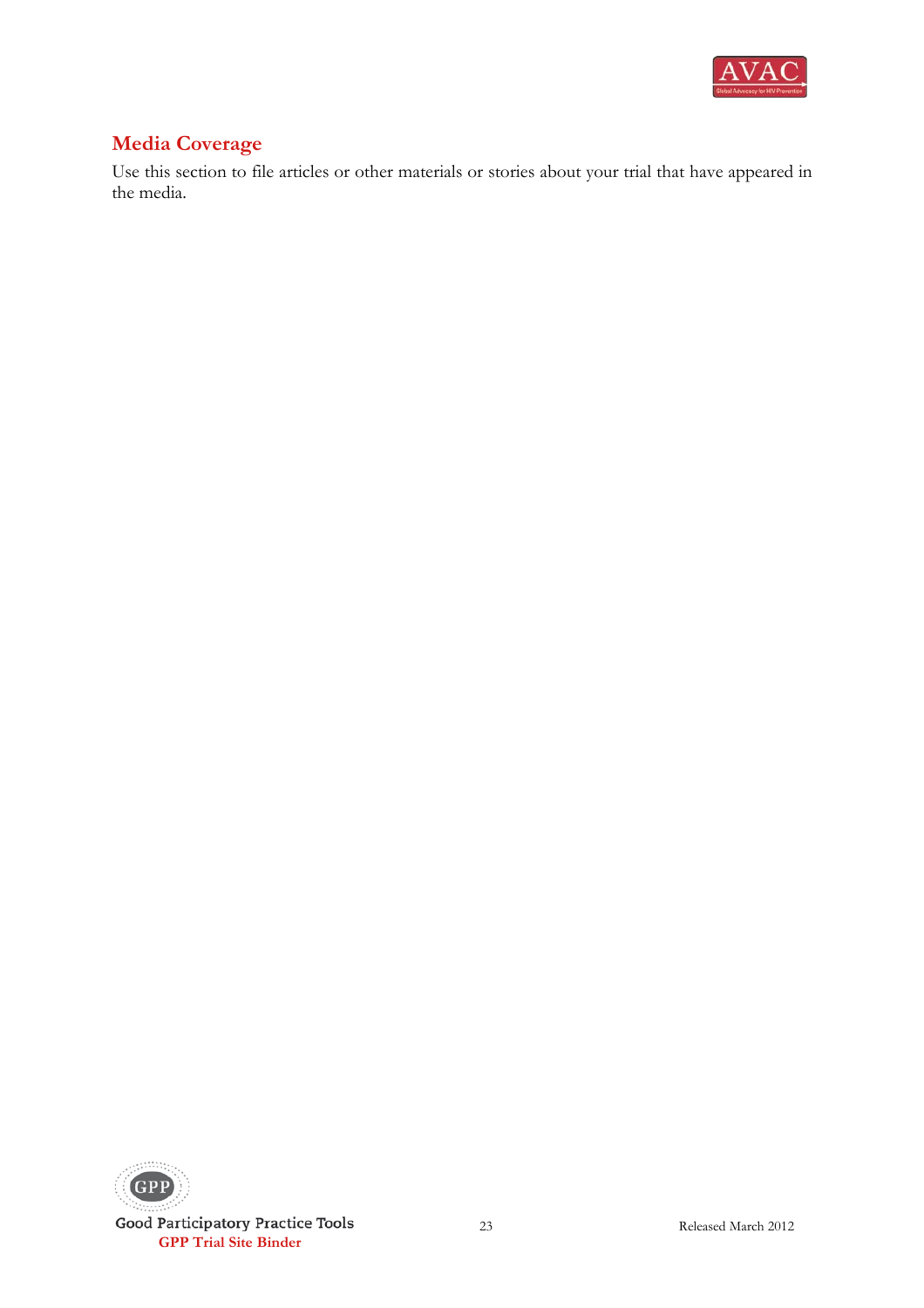## Media Coverage

Use this section to file articles or other materials or stories about your trial that have appeared in the media.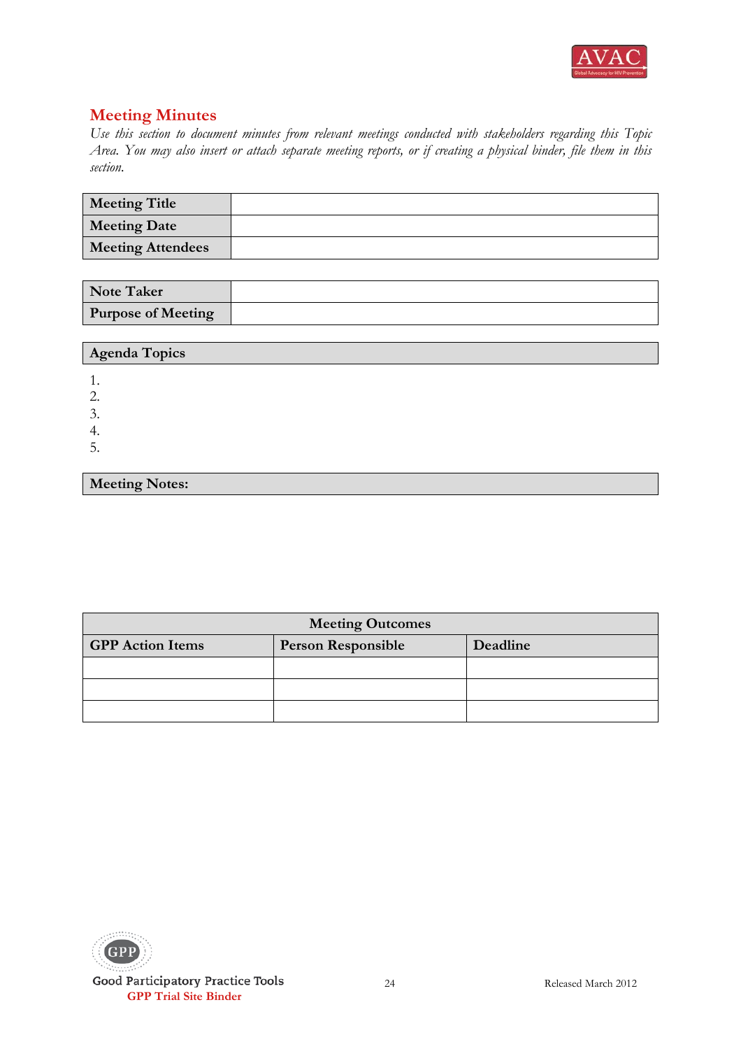## Meeting Minutes

*Use this section to document minutes from relevant meetings conducted with stakeholders regarding this Topic Area. You may also insert or attach separate meeting reports, or if creating a physical binder, file them in this section.*

| **Meeting Title** | |
|---|---|
| **Meeting Date** | |
| **Meeting Attendees** | |

| **Note Taker** | |
|---|---|
| **Purpose of Meeting** | |

| **Agenda Topics** |
|---|

1.
2.
3.
4.
5.

| **Meeting Notes:** |
|---|

| **Meeting Outcomes** | | |
|---|---|---|
| **GPP Action Items** | **Person Responsible** | **Deadline** |
| | | |
| | | |
| | | |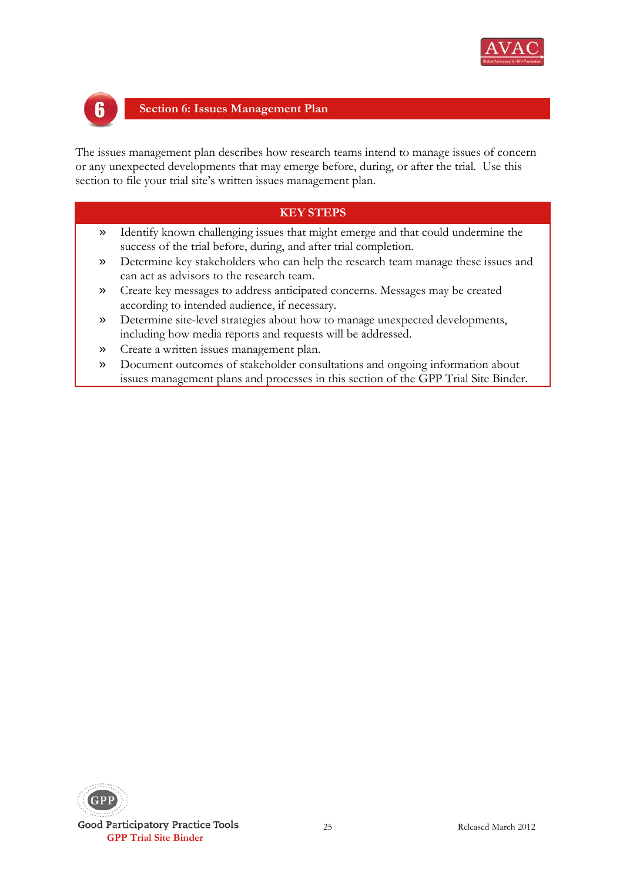## 6 Section 6: Issues Management Plan

The issues management plan describes how research teams intend to manage issues of concern or any unexpected developments that may emerge before, during, or after the trial. Use this section to file your trial site's written issues management plan.

| KEY STEPS |
|---|
| » Identify known challenging issues that might emerge and that could undermine the success of the trial before, during, and after trial completion. |
| » Determine key stakeholders who can help the research team manage these issues and can act as advisors to the research team. |
| » Create key messages to address anticipated concerns. Messages may be created according to intended audience, if necessary. |
| » Determine site-level strategies about how to manage unexpected developments, including how media reports and requests will be addressed. |
| » Create a written issues management plan. |
| » Document outcomes of stakeholder consultations and ongoing information about issues management plans and processes in this section of the GPP Trial Site Binder. |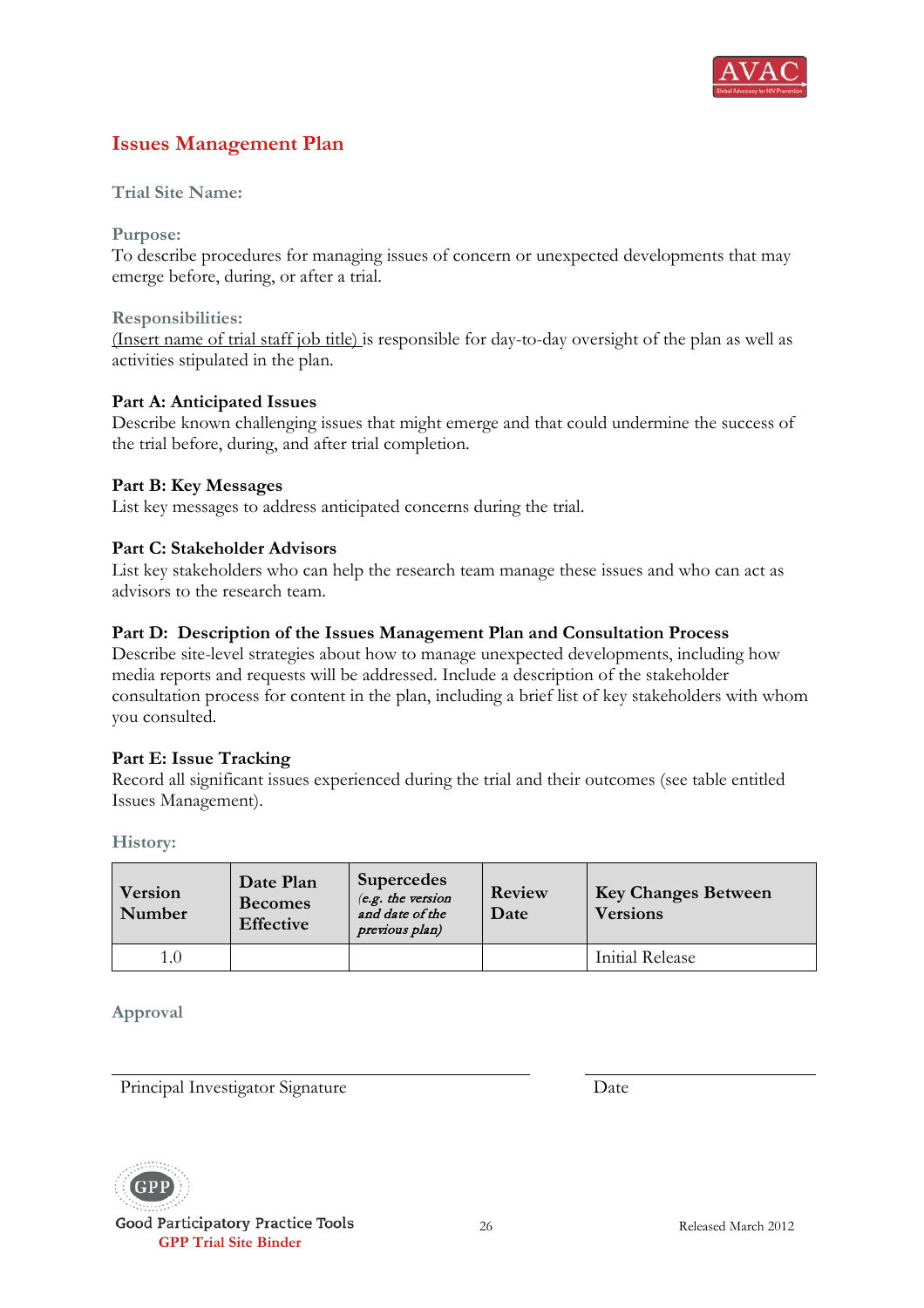## Issues Management Plan

**Trial Site Name:**

**Purpose:**
To describe procedures for managing issues of concern or unexpected developments that may emerge before, during, or after a trial.

**Responsibilities:**
(Insert name of trial staff job title) is responsible for day-to-day oversight of the plan as well as activities stipulated in the plan.

**Part A: Anticipated Issues**
Describe known challenging issues that might emerge and that could undermine the success of the trial before, during, and after trial completion.

**Part B: Key Messages**
List key messages to address anticipated concerns during the trial.

**Part C: Stakeholder Advisors**
List key stakeholders who can help the research team manage these issues and who can act as advisors to the research team.

**Part D: Description of the Issues Management Plan and Consultation Process**
Describe site-level strategies about how to manage unexpected developments, including how media reports and requests will be addressed. Include a description of the stakeholder consultation process for content in the plan, including a brief list of key stakeholders with whom you consulted.

**Part E: Issue Tracking**
Record all significant issues experienced during the trial and their outcomes (see table entitled Issues Management).

**History:**

| Version Number | Date Plan Becomes Effective | Supercedes *(e.g. the version and date of the previous plan)* | Review Date | Key Changes Between Versions |
|---|---|---|---|---|
| 1.0 | | | | Initial Release |

**Approval**

Principal Investigator Signature _______________ Date _______________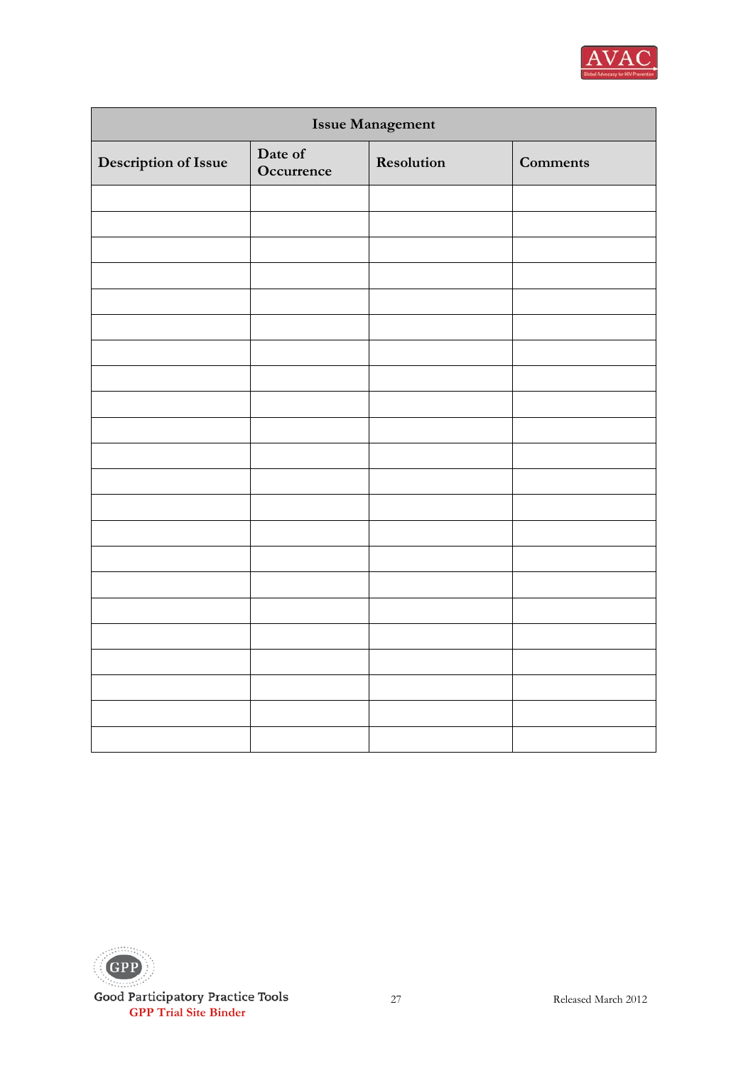| Issue Management | | | |
|---|---|---|---|
| **Description of Issue** | **Date of Occurrence** | **Resolution** | **Comments** |
| | | | |
| | | | |
| | | | |
| | | | |
| | | | |
| | | | |
| | | | |
| | | | |
| | | | |
| | | | |
| | | | |
| | | | |
| | | | |
| | | | |
| | | | |
| | | | |
| | | | |
| | | | |
| | | | |
| | | | |
| | | | |
| | | | |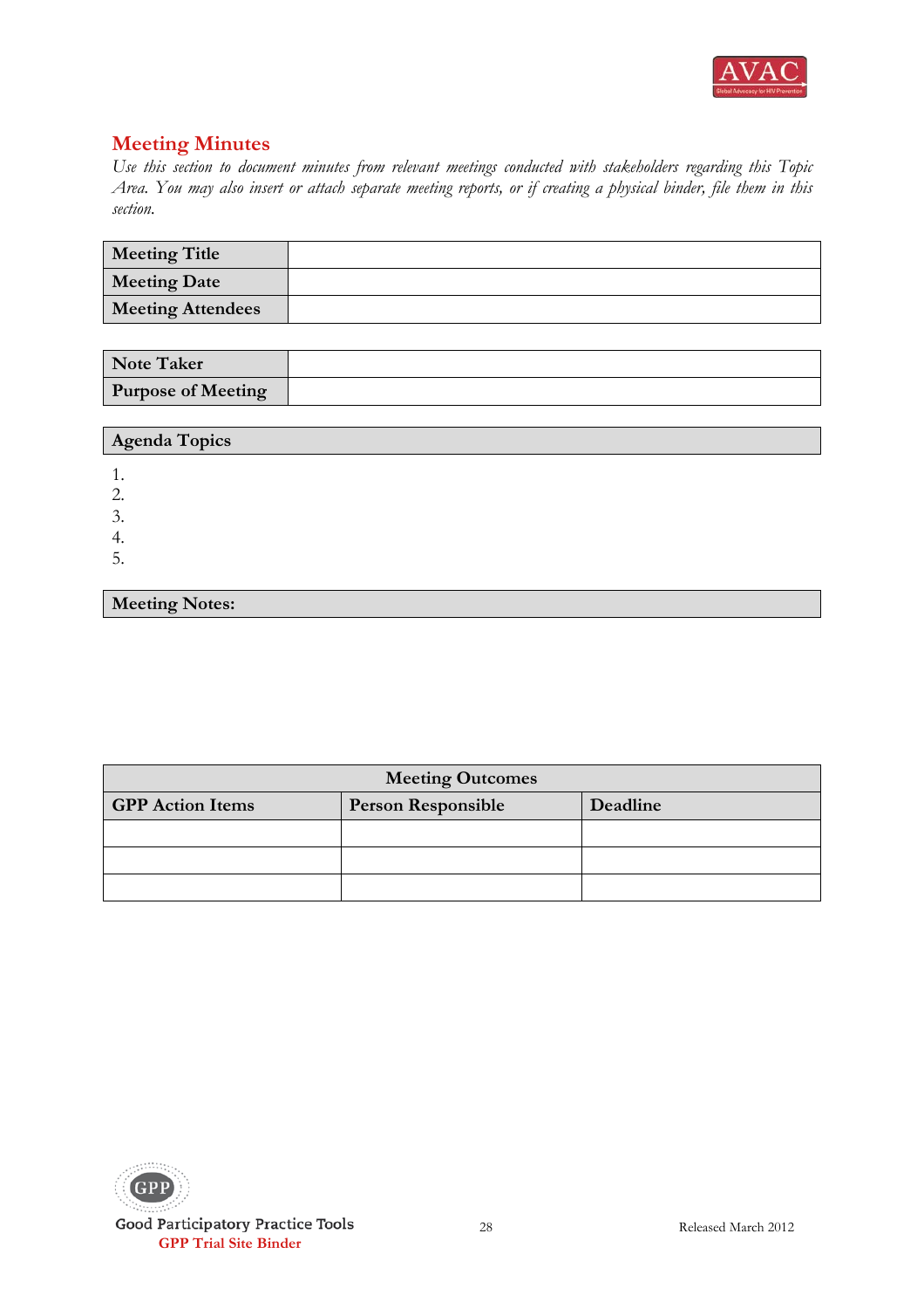## Meeting Minutes

*Use this section to document minutes from relevant meetings conducted with stakeholders regarding this Topic Area. You may also insert or attach separate meeting reports, or if creating a physical binder, file them in this section.*

| **Meeting Title** | |
|---|---|
| **Meeting Date** | |
| **Meeting Attendees** | |

| **Note Taker** | |
|---|---|
| **Purpose of Meeting** | |

| **Agenda Topics** |
|---|

1.
2.
3.
4.
5.

| **Meeting Notes:** |
|---|

| **Meeting Outcomes** | | |
|---|---|---|
| **GPP Action Items** | **Person Responsible** | **Deadline** |
| | | |
| | | |
| | | |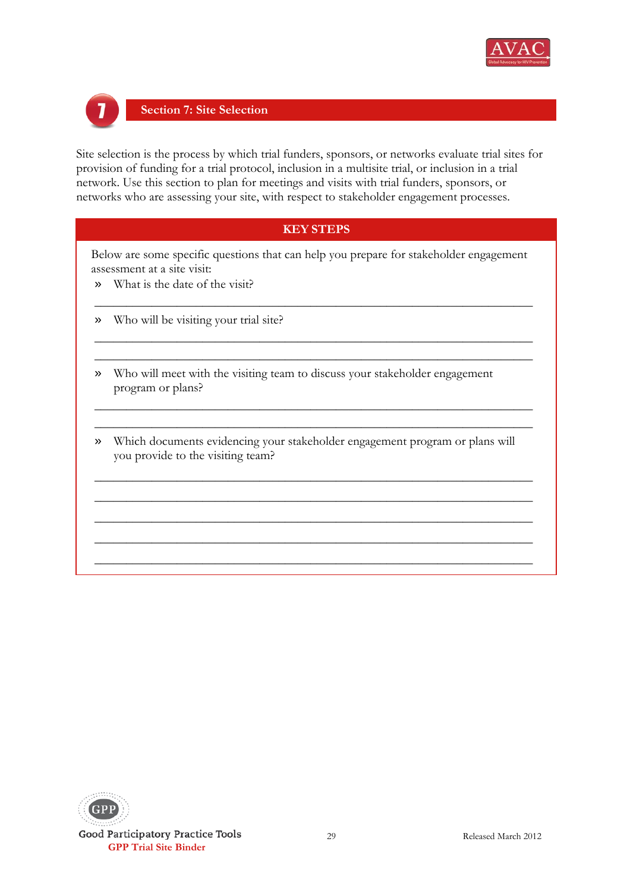## 7 Section 7: Site Selection

Site selection is the process by which trial funders, sponsors, or networks evaluate trial sites for provision of funding for a trial protocol, inclusion in a multisite trial, or inclusion in a trial network. Use this section to plan for meetings and visits with trial funders, sponsors, or networks who are assessing your site, with respect to stakeholder engagement processes.

### KEY STEPS

Below are some specific questions that can help you prepare for stakeholder engagement assessment at a site visit:

» What is the date of the visit?

\_\_\_\_\_\_\_\_\_\_\_\_\_\_\_\_\_\_\_\_\_\_\_\_\_\_\_\_\_\_\_\_\_\_\_\_\_\_\_\_\_\_\_\_\_\_\_\_\_\_\_\_\_\_\_\_\_\_\_\_\_\_\_\_\_\_\_\_

» Who will be visiting your trial site?

\_\_\_\_\_\_\_\_\_\_\_\_\_\_\_\_\_\_\_\_\_\_\_\_\_\_\_\_\_\_\_\_\_\_\_\_\_\_\_\_\_\_\_\_\_\_\_\_\_\_\_\_\_\_\_\_\_\_\_\_\_\_\_\_\_\_\_\_

\_\_\_\_\_\_\_\_\_\_\_\_\_\_\_\_\_\_\_\_\_\_\_\_\_\_\_\_\_\_\_\_\_\_\_\_\_\_\_\_\_\_\_\_\_\_\_\_\_\_\_\_\_\_\_\_\_\_\_\_\_\_\_\_\_\_\_\_

» Who will meet with the visiting team to discuss your stakeholder engagement program or plans?

\_\_\_\_\_\_\_\_\_\_\_\_\_\_\_\_\_\_\_\_\_\_\_\_\_\_\_\_\_\_\_\_\_\_\_\_\_\_\_\_\_\_\_\_\_\_\_\_\_\_\_\_\_\_\_\_\_\_\_\_\_\_\_\_\_\_\_\_

\_\_\_\_\_\_\_\_\_\_\_\_\_\_\_\_\_\_\_\_\_\_\_\_\_\_\_\_\_\_\_\_\_\_\_\_\_\_\_\_\_\_\_\_\_\_\_\_\_\_\_\_\_\_\_\_\_\_\_\_\_\_\_\_\_\_\_\_

» Which documents evidencing your stakeholder engagement program or plans will you provide to the visiting team?

\_\_\_\_\_\_\_\_\_\_\_\_\_\_\_\_\_\_\_\_\_\_\_\_\_\_\_\_\_\_\_\_\_\_\_\_\_\_\_\_\_\_\_\_\_\_\_\_\_\_\_\_\_\_\_\_\_\_\_\_\_\_\_\_\_\_\_\_

\_\_\_\_\_\_\_\_\_\_\_\_\_\_\_\_\_\_\_\_\_\_\_\_\_\_\_\_\_\_\_\_\_\_\_\_\_\_\_\_\_\_\_\_\_\_\_\_\_\_\_\_\_\_\_\_\_\_\_\_\_\_\_\_\_\_\_\_

\_\_\_\_\_\_\_\_\_\_\_\_\_\_\_\_\_\_\_\_\_\_\_\_\_\_\_\_\_\_\_\_\_\_\_\_\_\_\_\_\_\_\_\_\_\_\_\_\_\_\_\_\_\_\_\_\_\_\_\_\_\_\_\_\_\_\_\_

\_\_\_\_\_\_\_\_\_\_\_\_\_\_\_\_\_\_\_\_\_\_\_\_\_\_\_\_\_\_\_\_\_\_\_\_\_\_\_\_\_\_\_\_\_\_\_\_\_\_\_\_\_\_\_\_\_\_\_\_\_\_\_\_\_\_\_\_

\_\_\_\_\_\_\_\_\_\_\_\_\_\_\_\_\_\_\_\_\_\_\_\_\_\_\_\_\_\_\_\_\_\_\_\_\_\_\_\_\_\_\_\_\_\_\_\_\_\_\_\_\_\_\_\_\_\_\_\_\_\_\_\_\_\_\_\_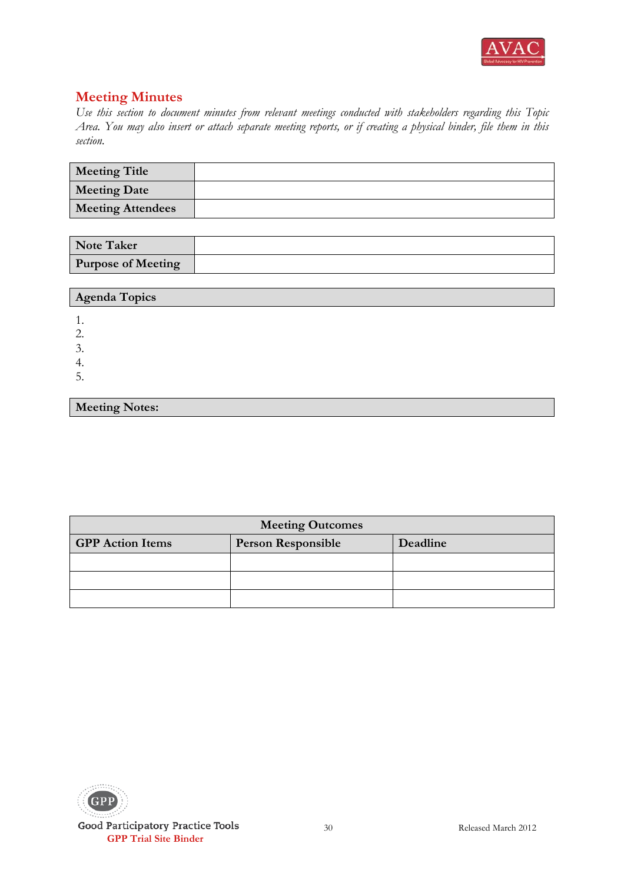## Meeting Minutes

*Use this section to document minutes from relevant meetings conducted with stakeholders regarding this Topic Area. You may also insert or attach separate meeting reports, or if creating a physical binder, file them in this section.*

| **Meeting Title** | |
|---|---|
| **Meeting Date** | |
| **Meeting Attendees** | |

| **Note Taker** | |
|---|---|
| **Purpose of Meeting** | |

| **Agenda Topics** |
|---|

1.
2.
3.
4.
5.

| **Meeting Notes:** |
|---|

| **Meeting Outcomes** | | |
|---|---|---|
| **GPP Action Items** | **Person Responsible** | **Deadline** |
| | | |
| | | |
| | | |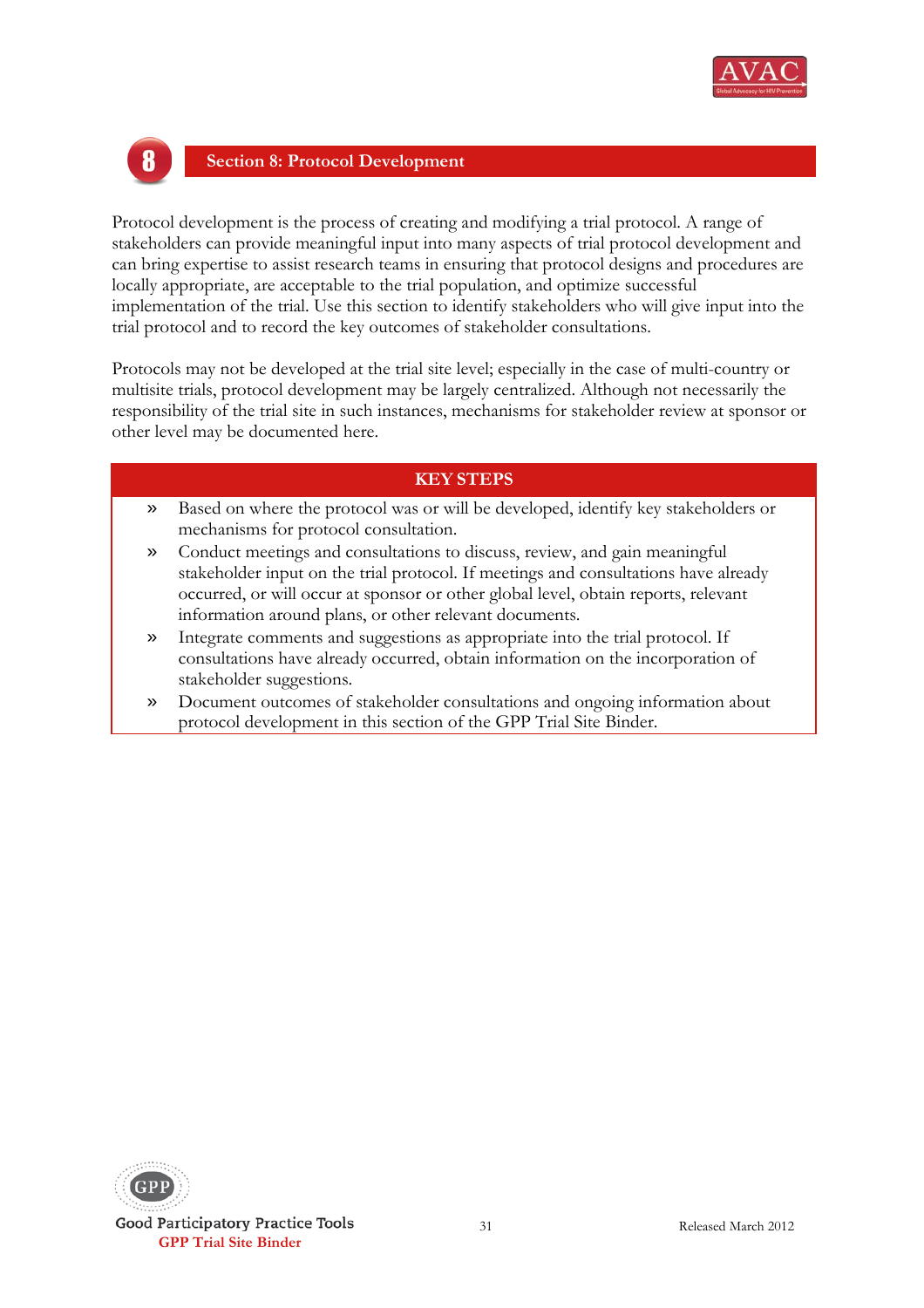## Section 8: Protocol Development

Protocol development is the process of creating and modifying a trial protocol. A range of stakeholders can provide meaningful input into many aspects of trial protocol development and can bring expertise to assist research teams in ensuring that protocol designs and procedures are locally appropriate, are acceptable to the trial population, and optimize successful implementation of the trial. Use this section to identify stakeholders who will give input into the trial protocol and to record the key outcomes of stakeholder consultations.

Protocols may not be developed at the trial site level; especially in the case of multi-country or multisite trials, protocol development may be largely centralized. Although not necessarily the responsibility of the trial site in such instances, mechanisms for stakeholder review at sponsor or other level may be documented here.

### KEY STEPS

- Based on where the protocol was or will be developed, identify key stakeholders or mechanisms for protocol consultation.
- Conduct meetings and consultations to discuss, review, and gain meaningful stakeholder input on the trial protocol. If meetings and consultations have already occurred, or will occur at sponsor or other global level, obtain reports, relevant information around plans, or other relevant documents.
- Integrate comments and suggestions as appropriate into the trial protocol. If consultations have already occurred, obtain information on the incorporation of stakeholder suggestions.
- Document outcomes of stakeholder consultations and ongoing information about protocol development in this section of the GPP Trial Site Binder.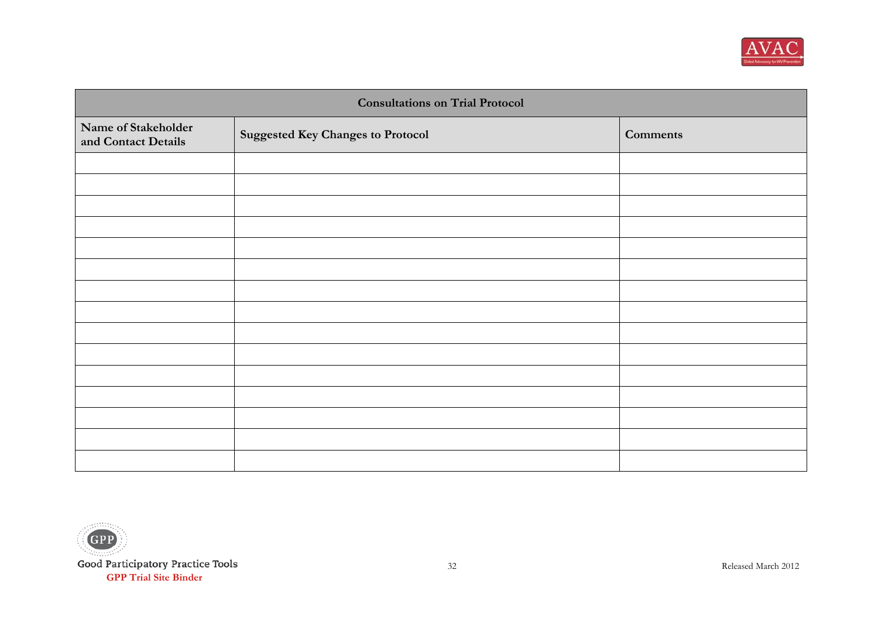| Consultations on Trial Protocol | | |
|---|---|---|
| **Name of Stakeholder and Contact Details** | **Suggested Key Changes to Protocol** | **Comments** |
| | | |
| | | |
| | | |
| | | |
| | | |
| | | |
| | | |
| | | |
| | | |
| | | |
| | | |
| | | |
| | | |
| | | |
| | | |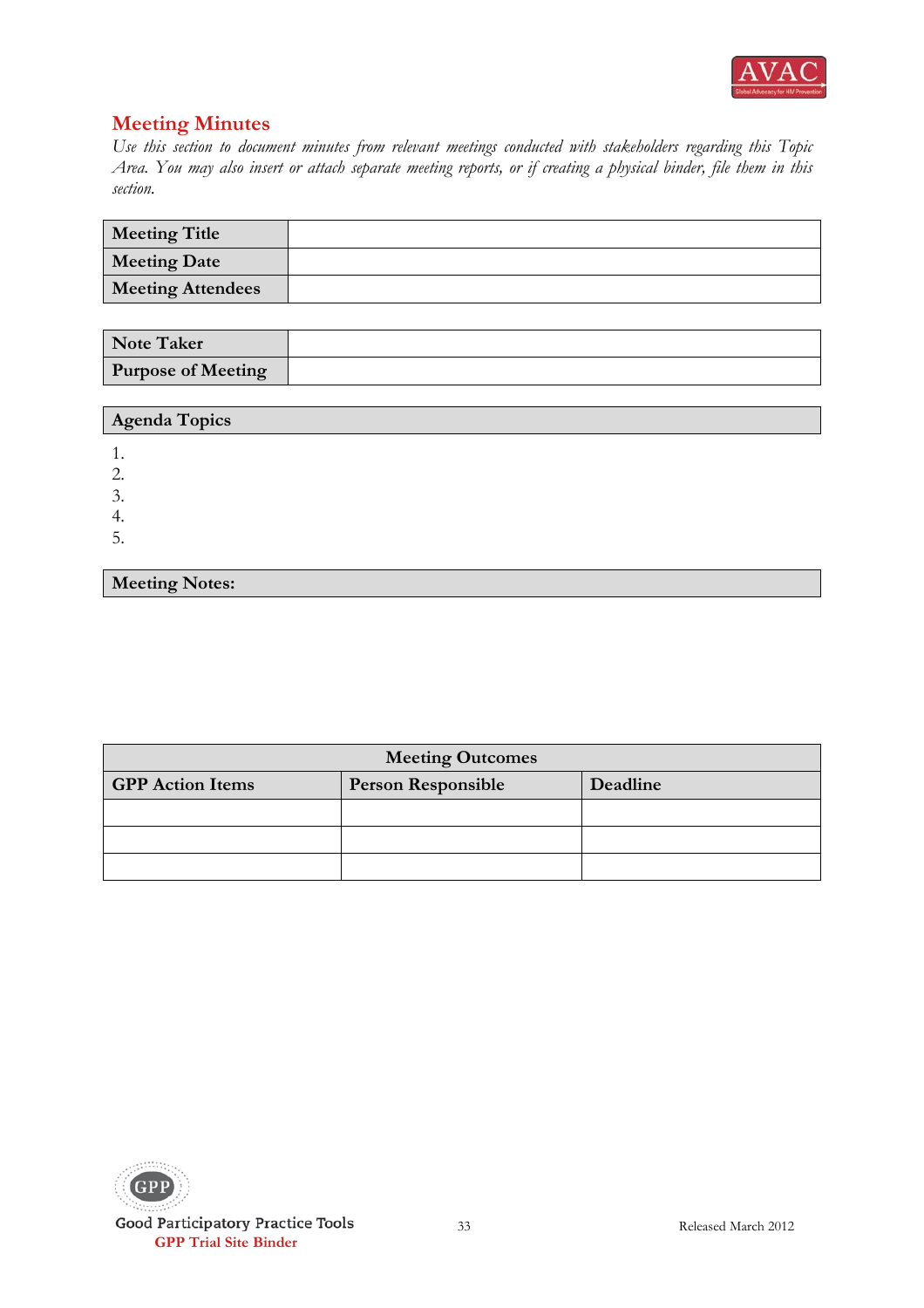## Meeting Minutes

*Use this section to document minutes from relevant meetings conducted with stakeholders regarding this Topic Area. You may also insert or attach separate meeting reports, or if creating a physical binder, file them in this section.*

| | |
|---|---|
| **Meeting Title** | |
| **Meeting Date** | |
| **Meeting Attendees** | |

| | |
|---|---|
| **Note Taker** | |
| **Purpose of Meeting** | |

**Agenda Topics**

1. 
2. 
3. 
4. 
5. 

**Meeting Notes:**

| Meeting Outcomes | | |
|---|---|---|
| **GPP Action Items** | **Person Responsible** | **Deadline** |
| | | |
| | | |
| | | |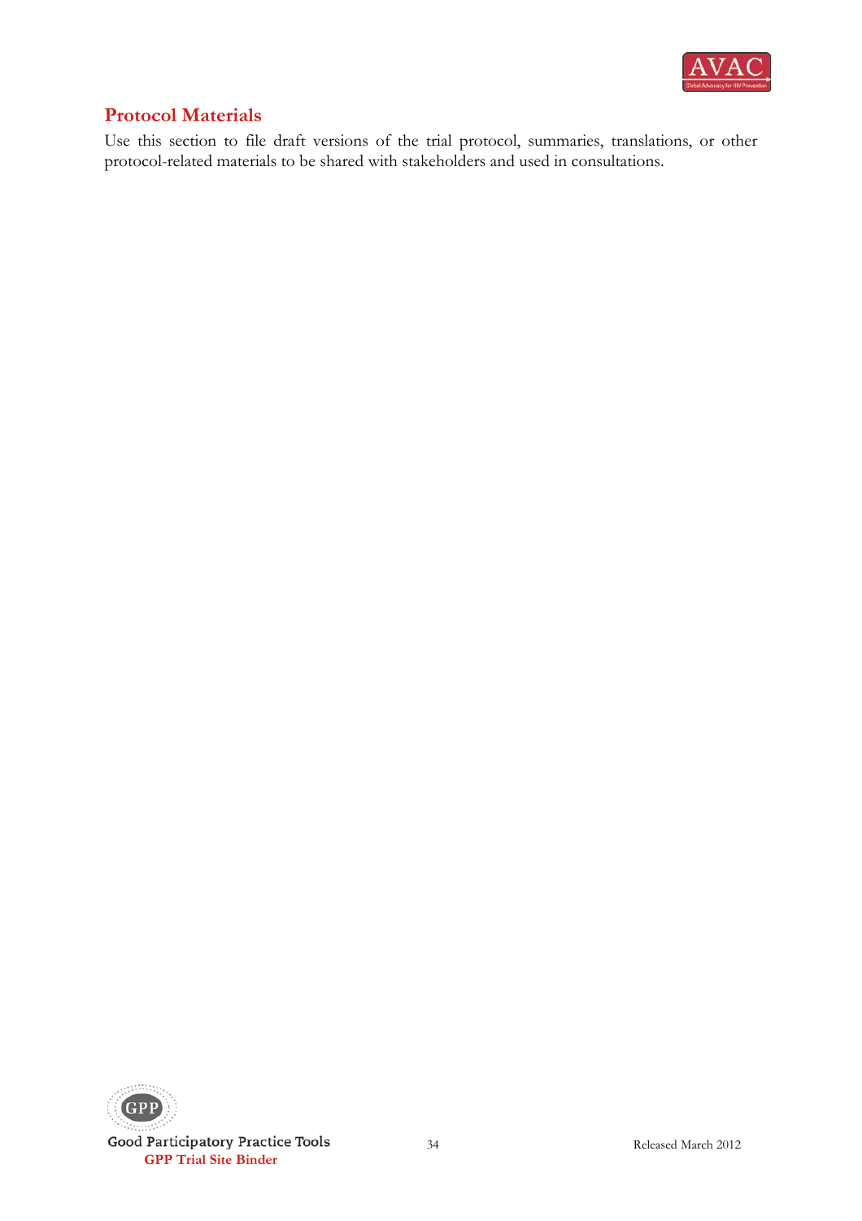## Protocol Materials

Use this section to file draft versions of the trial protocol, summaries, translations, or other protocol-related materials to be shared with stakeholders and used in consultations.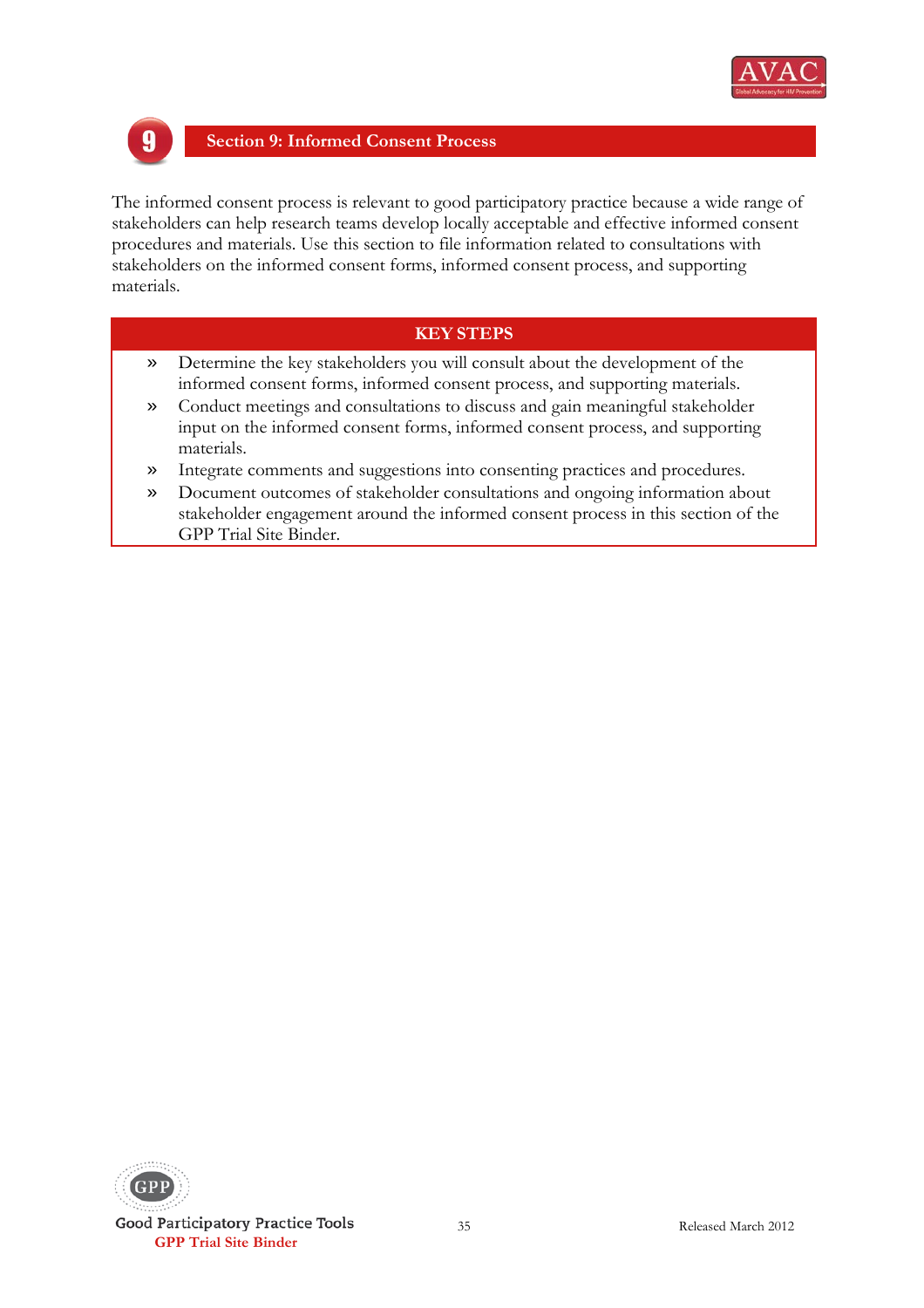## 9 Section 9: Informed Consent Process

The informed consent process is relevant to good participatory practice because a wide range of stakeholders can help research teams develop locally acceptable and effective informed consent procedures and materials. Use this section to file information related to consultations with stakeholders on the informed consent forms, informed consent process, and supporting materials.

### KEY STEPS

- Determine the key stakeholders you will consult about the development of the informed consent forms, informed consent process, and supporting materials.
- Conduct meetings and consultations to discuss and gain meaningful stakeholder input on the informed consent forms, informed consent process, and supporting materials.
- Integrate comments and suggestions into consenting practices and procedures.
- Document outcomes of stakeholder consultations and ongoing information about stakeholder engagement around the informed consent process in this section of the GPP Trial Site Binder.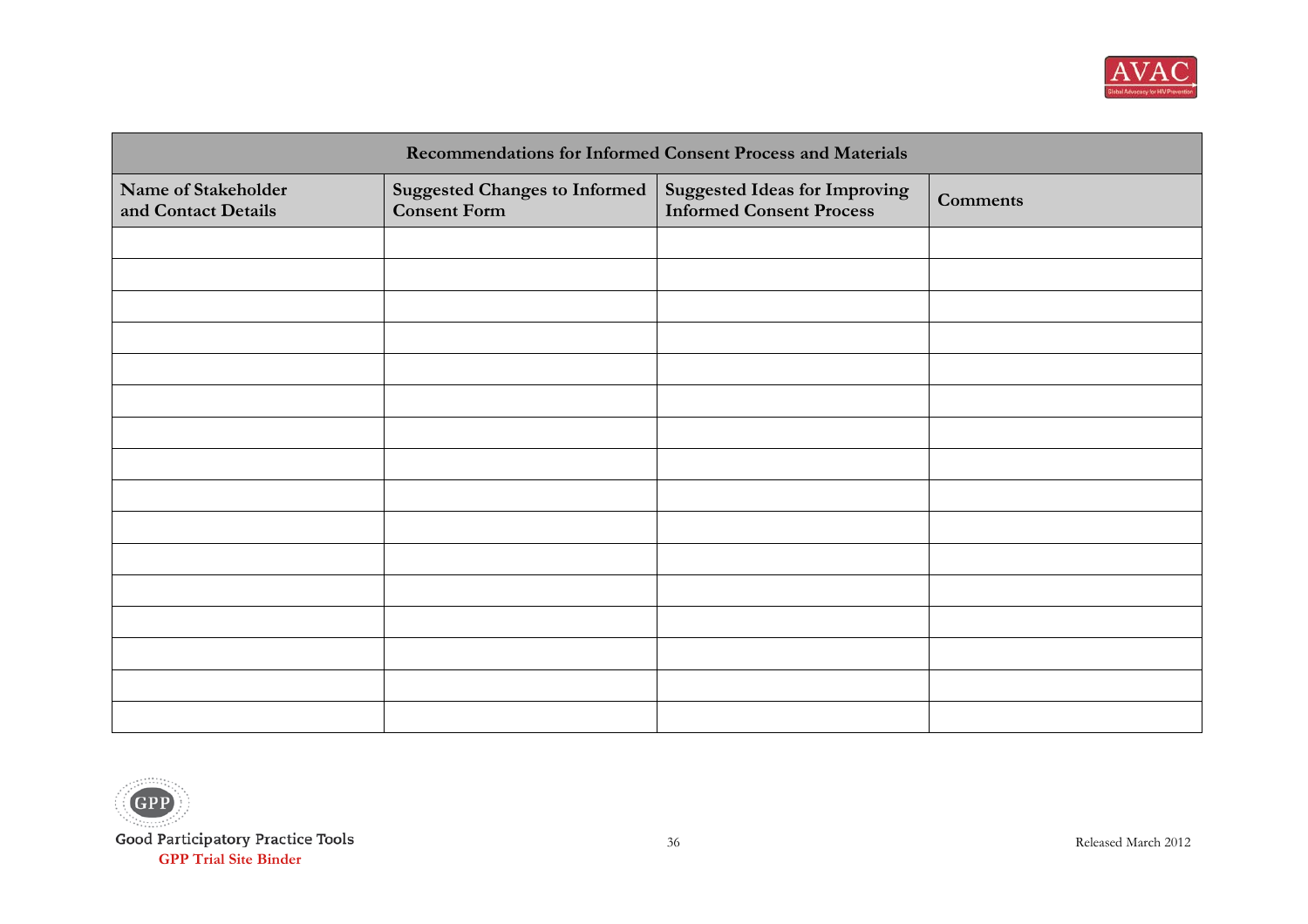| Recommendations for Informed Consent Process and Materials | | | |
|---|---|---|---|
| **Name of Stakeholder and Contact Details** | **Suggested Changes to Informed Consent Form** | **Suggested Ideas for Improving Informed Consent Process** | **Comments** |
| | | | |
| | | | |
| | | | |
| | | | |
| | | | |
| | | | |
| | | | |
| | | | |
| | | | |
| | | | |
| | | | |
| | | | |
| | | | |
| | | | |
| | | | |
| | | | |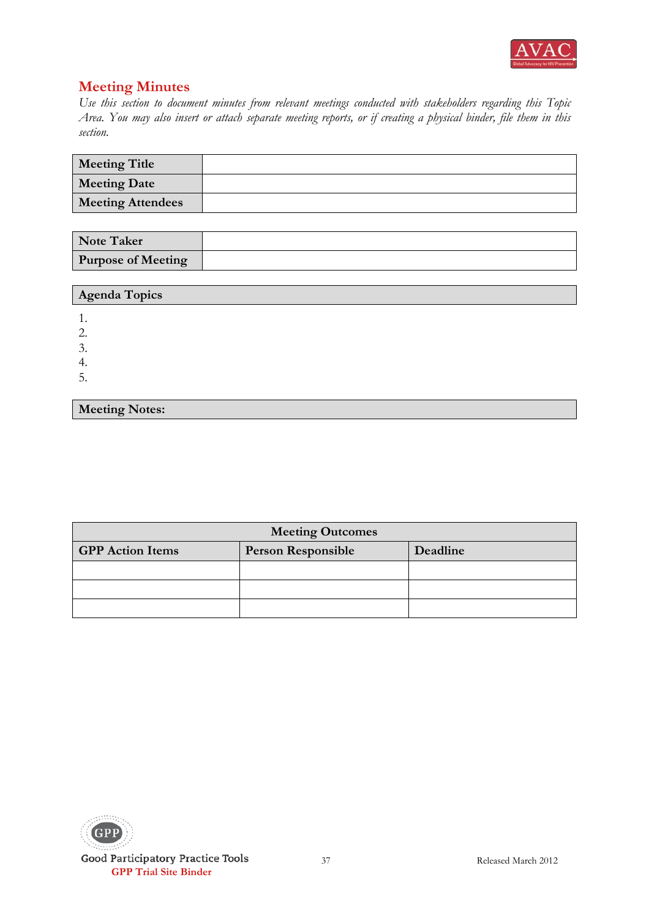## Meeting Minutes

*Use this section to document minutes from relevant meetings conducted with stakeholders regarding this Topic Area. You may also insert or attach separate meeting reports, or if creating a physical binder, file them in this section.*

| Meeting Title | |
|---|---|
| Meeting Date | |
| Meeting Attendees | |

| Note Taker | |
|---|---|
| Purpose of Meeting | |

| Agenda Topics |
|---|

1.
2.
3.
4.
5.

| Meeting Notes: |
|---|

| Meeting Outcomes | | |
|---|---|---|
| GPP Action Items | Person Responsible | Deadline |
| | | |
| | | |
| | | |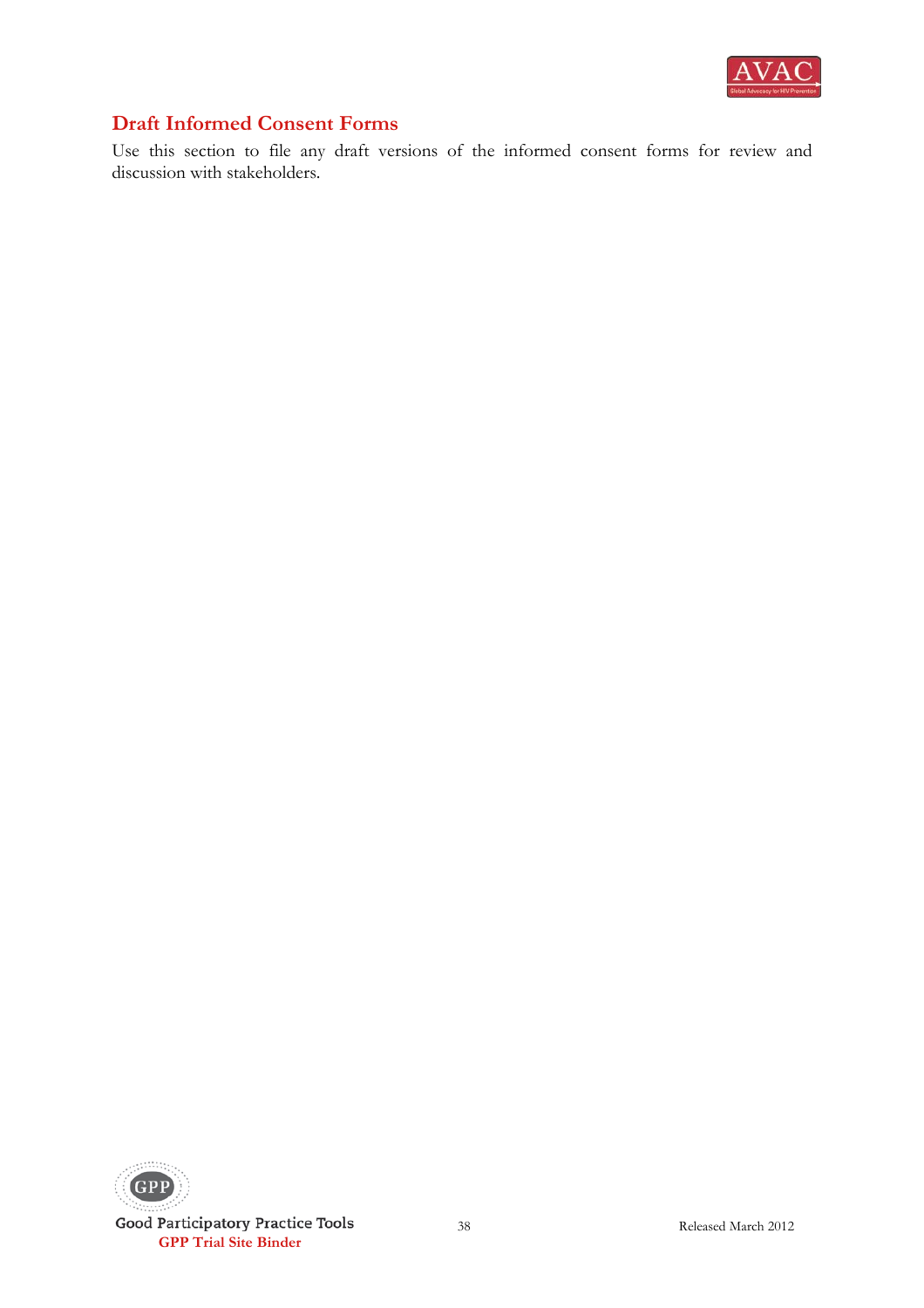## Draft Informed Consent Forms

Use this section to file any draft versions of the informed consent forms for review and discussion with stakeholders.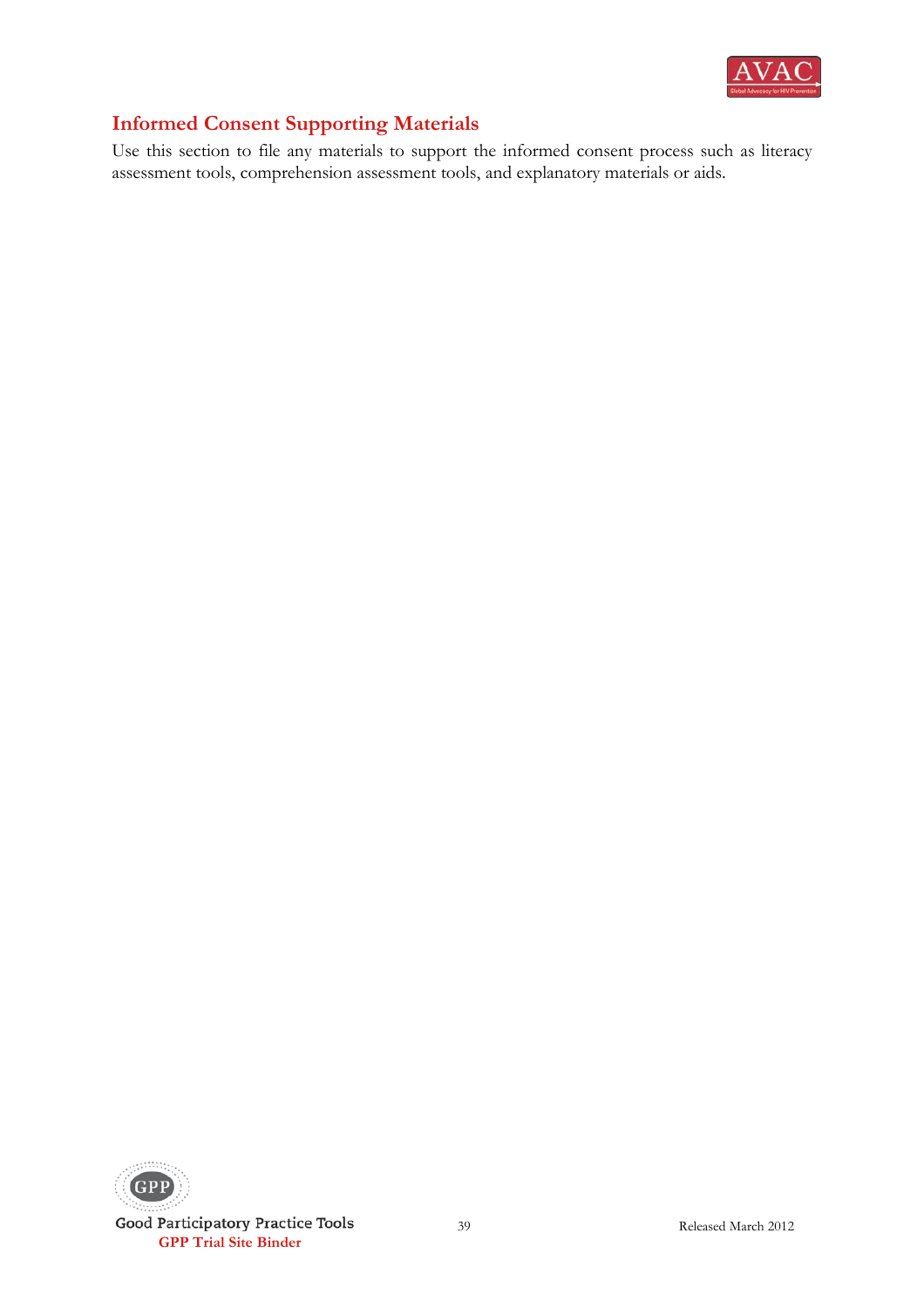## Informed Consent Supporting Materials

Use this section to file any materials to support the informed consent process such as literacy assessment tools, comprehension assessment tools, and explanatory materials or aids.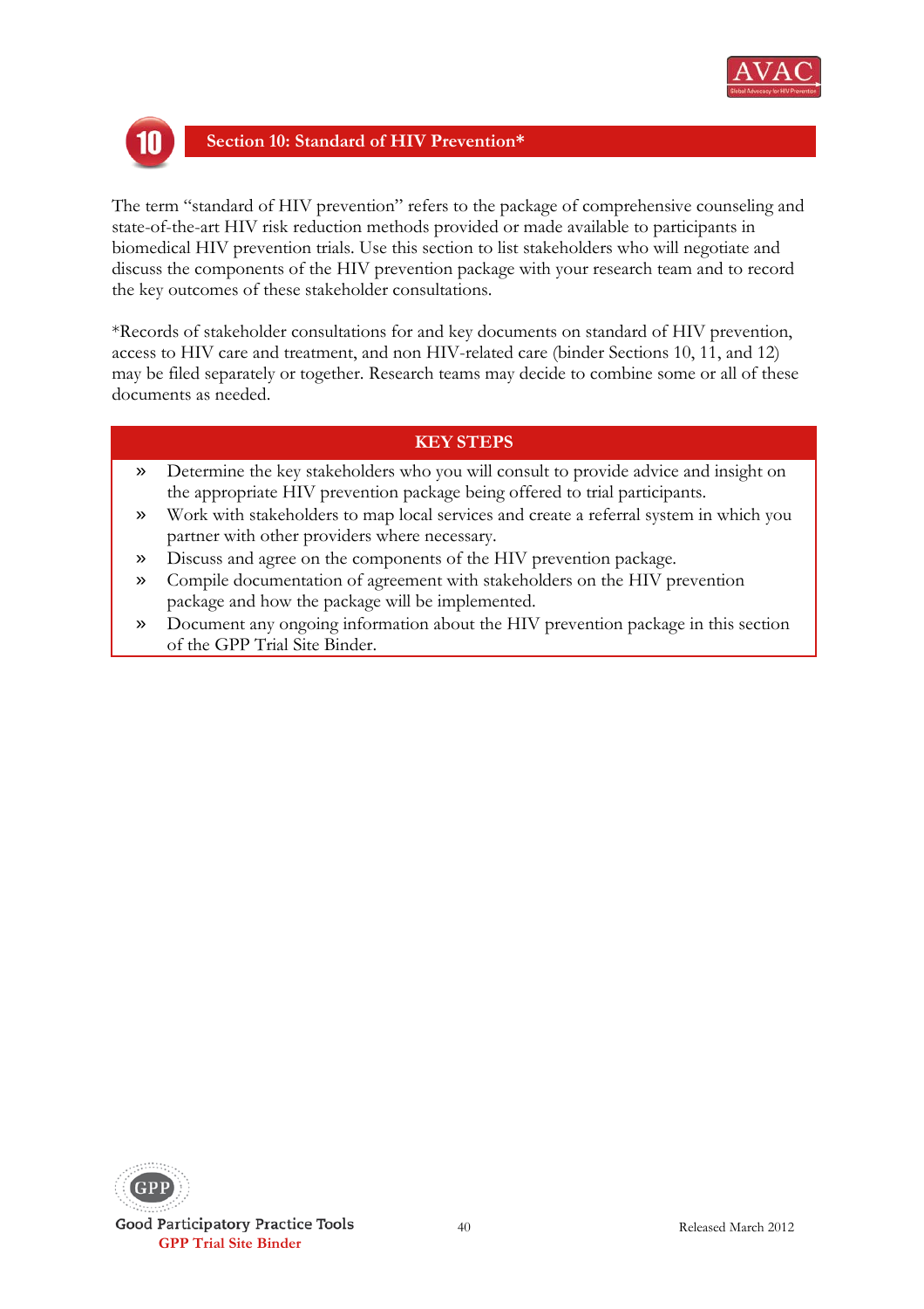# 10 Section 10: Standard of HIV Prevention*

The term "standard of HIV prevention" refers to the package of comprehensive counseling and state-of-the-art HIV risk reduction methods provided or made available to participants in biomedical HIV prevention trials. Use this section to list stakeholders who will negotiate and discuss the components of the HIV prevention package with your research team and to record the key outcomes of these stakeholder consultations.

*Records of stakeholder consultations for and key documents on standard of HIV prevention, access to HIV care and treatment, and non HIV-related care (binder Sections 10, 11, and 12) may be filed separately or together. Research teams may decide to combine some or all of these documents as needed.

## KEY STEPS

- » Determine the key stakeholders who you will consult to provide advice and insight on the appropriate HIV prevention package being offered to trial participants.
- » Work with stakeholders to map local services and create a referral system in which you partner with other providers where necessary.
- » Discuss and agree on the components of the HIV prevention package.
- » Compile documentation of agreement with stakeholders on the HIV prevention package and how the package will be implemented.
- » Document any ongoing information about the HIV prevention package in this section of the GPP Trial Site Binder.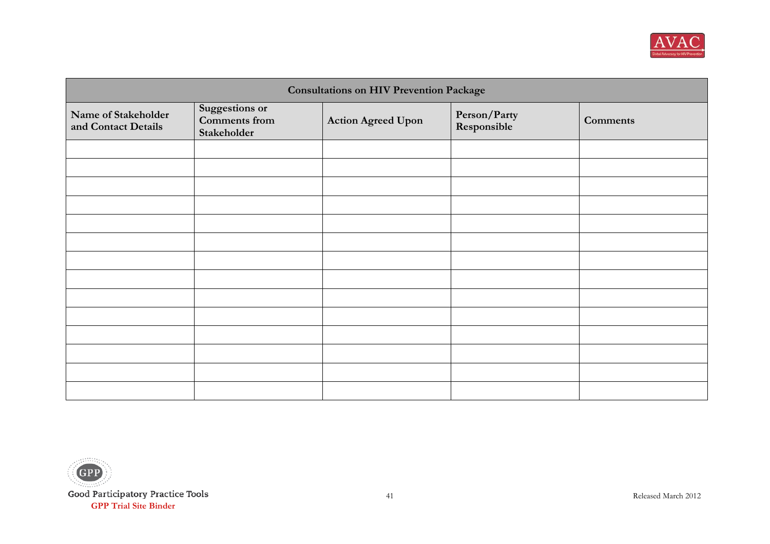| Consultations on HIV Prevention Package | | | | |
|---|---|---|---|---|
| **Name of Stakeholder and Contact Details** | **Suggestions or Comments from Stakeholder** | **Action Agreed Upon** | **Person/Party Responsible** | **Comments** |
| | | | | |
| | | | | |
| | | | | |
| | | | | |
| | | | | |
| | | | | |
| | | | | |
| | | | | |
| | | | | |
| | | | | |
| | | | | |
| | | | | |
| | | | | |
| | | | | |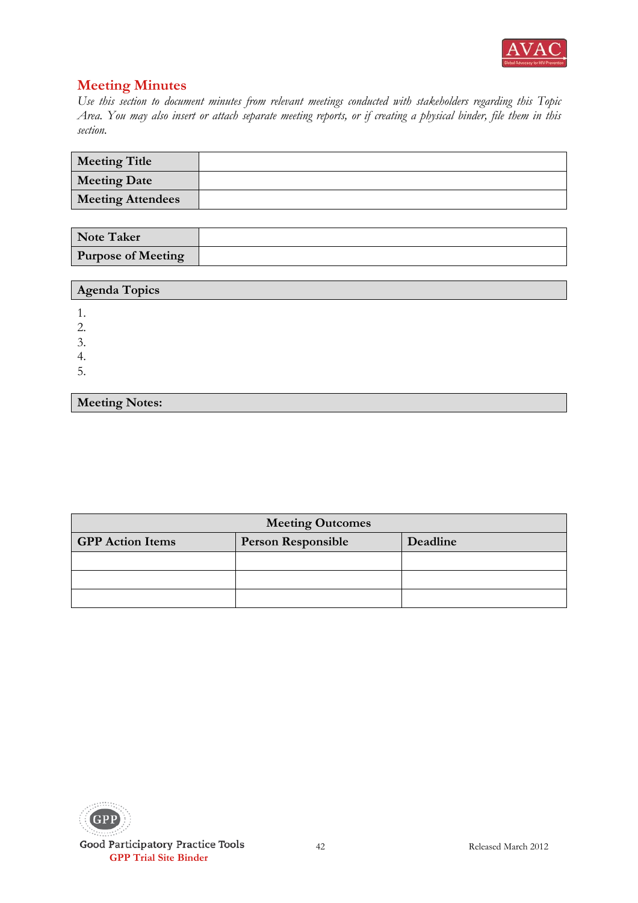## Meeting Minutes

*Use this section to document minutes from relevant meetings conducted with stakeholders regarding this Topic Area. You may also insert or attach separate meeting reports, or if creating a physical binder, file them in this section.*

| **Meeting Title** | |
|---|---|
| **Meeting Date** | |
| **Meeting Attendees** | |

| **Note Taker** | |
|---|---|
| **Purpose of Meeting** | |

**Agenda Topics**

1.
2.
3.
4.
5.

**Meeting Notes:**

| **Meeting Outcomes** | | |
|---|---|---|
| **GPP Action Items** | **Person Responsible** | **Deadline** |
| | | |
| | | |
| | | |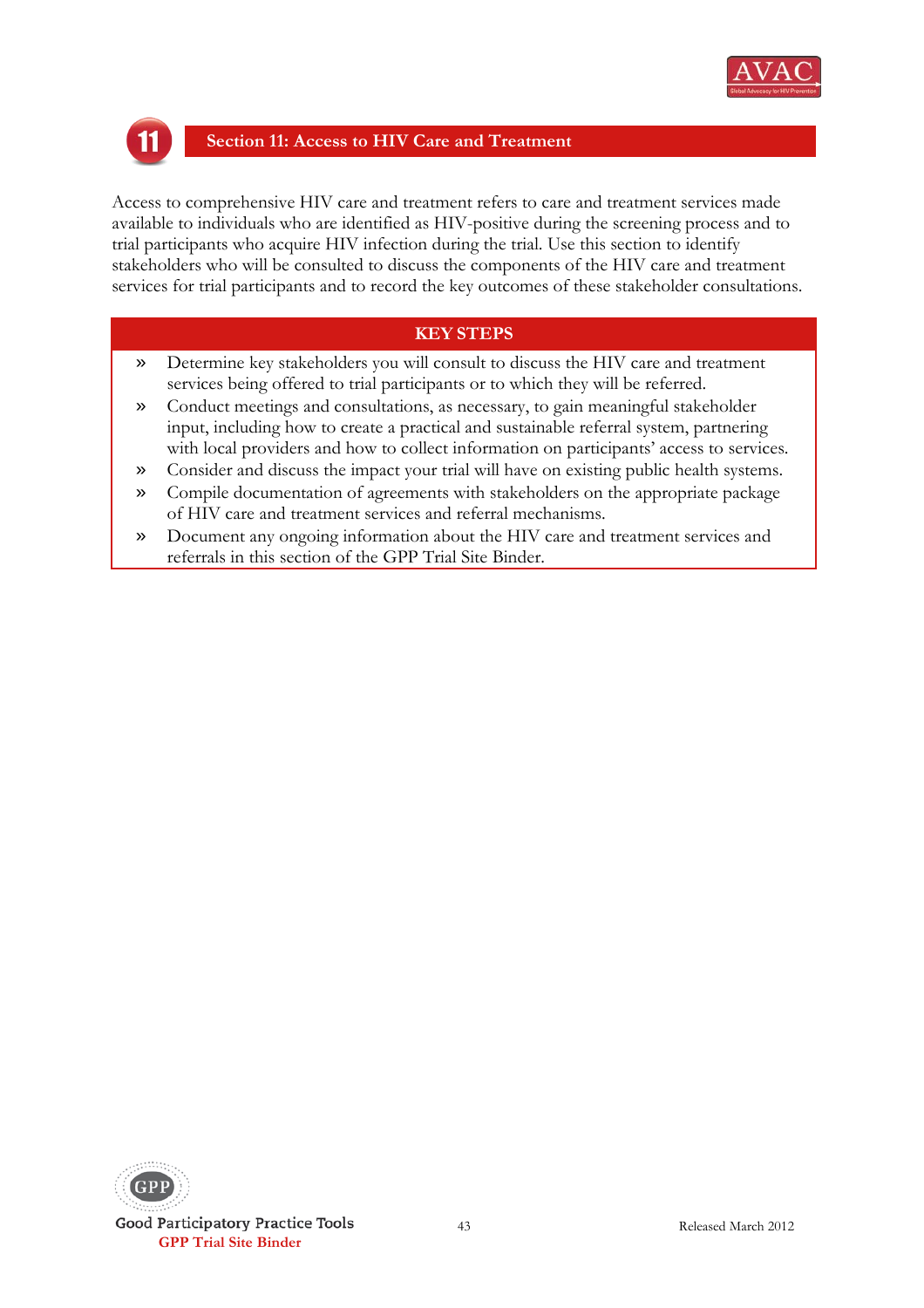# Section 11: Access to HIV Care and Treatment

Access to comprehensive HIV care and treatment refers to care and treatment services made available to individuals who are identified as HIV-positive during the screening process and to trial participants who acquire HIV infection during the trial. Use this section to identify stakeholders who will be consulted to discuss the components of the HIV care and treatment services for trial participants and to record the key outcomes of these stakeholder consultations.

## KEY STEPS

- Determine key stakeholders you will consult to discuss the HIV care and treatment services being offered to trial participants or to which they will be referred.
- Conduct meetings and consultations, as necessary, to gain meaningful stakeholder input, including how to create a practical and sustainable referral system, partnering with local providers and how to collect information on participants' access to services.
- Consider and discuss the impact your trial will have on existing public health systems.
- Compile documentation of agreements with stakeholders on the appropriate package of HIV care and treatment services and referral mechanisms.
- Document any ongoing information about the HIV care and treatment services and referrals in this section of the GPP Trial Site Binder.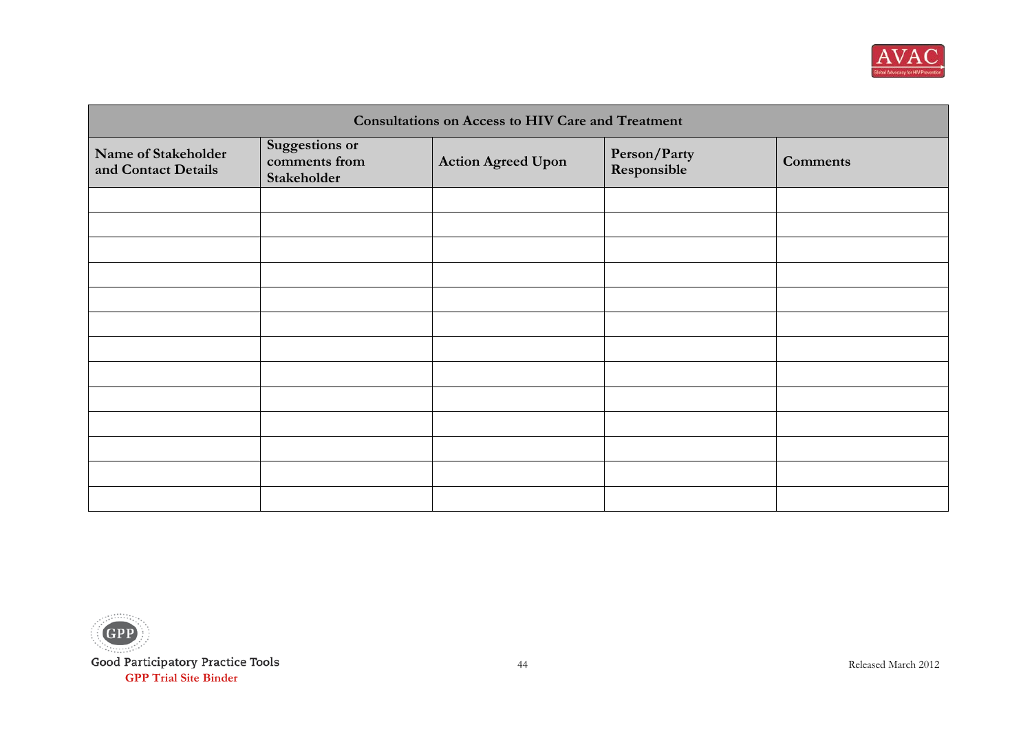| Consultations on Access to HIV Care and Treatment | | | | |
|---|---|---|---|---|
| **Name of Stakeholder and Contact Details** | **Suggestions or comments from Stakeholder** | **Action Agreed Upon** | **Person/Party Responsible** | **Comments** |
| | | | | |
| | | | | |
| | | | | |
| | | | | |
| | | | | |
| | | | | |
| | | | | |
| | | | | |
| | | | | |
| | | | | |
| | | | | |
| | | | | |
| | | | | |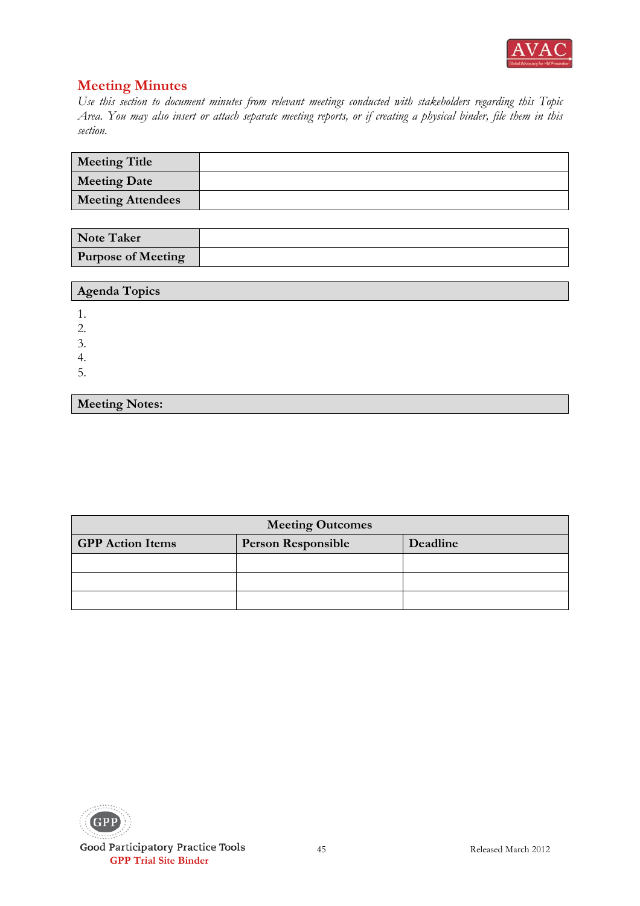## Meeting Minutes

*Use this section to document minutes from relevant meetings conducted with stakeholders regarding this Topic Area. You may also insert or attach separate meeting reports, or if creating a physical binder, file them in this section.*

| **Meeting Title** | |
|---|---|
| **Meeting Date** | |
| **Meeting Attendees** | |

| **Note Taker** | |
|---|---|
| **Purpose of Meeting** | |

**Agenda Topics**

1.
2.
3.
4.
5.

**Meeting Notes:**

| **Meeting Outcomes** | | |
|---|---|---|
| **GPP Action Items** | **Person Responsible** | **Deadline** |
| | | |
| | | |
| | | |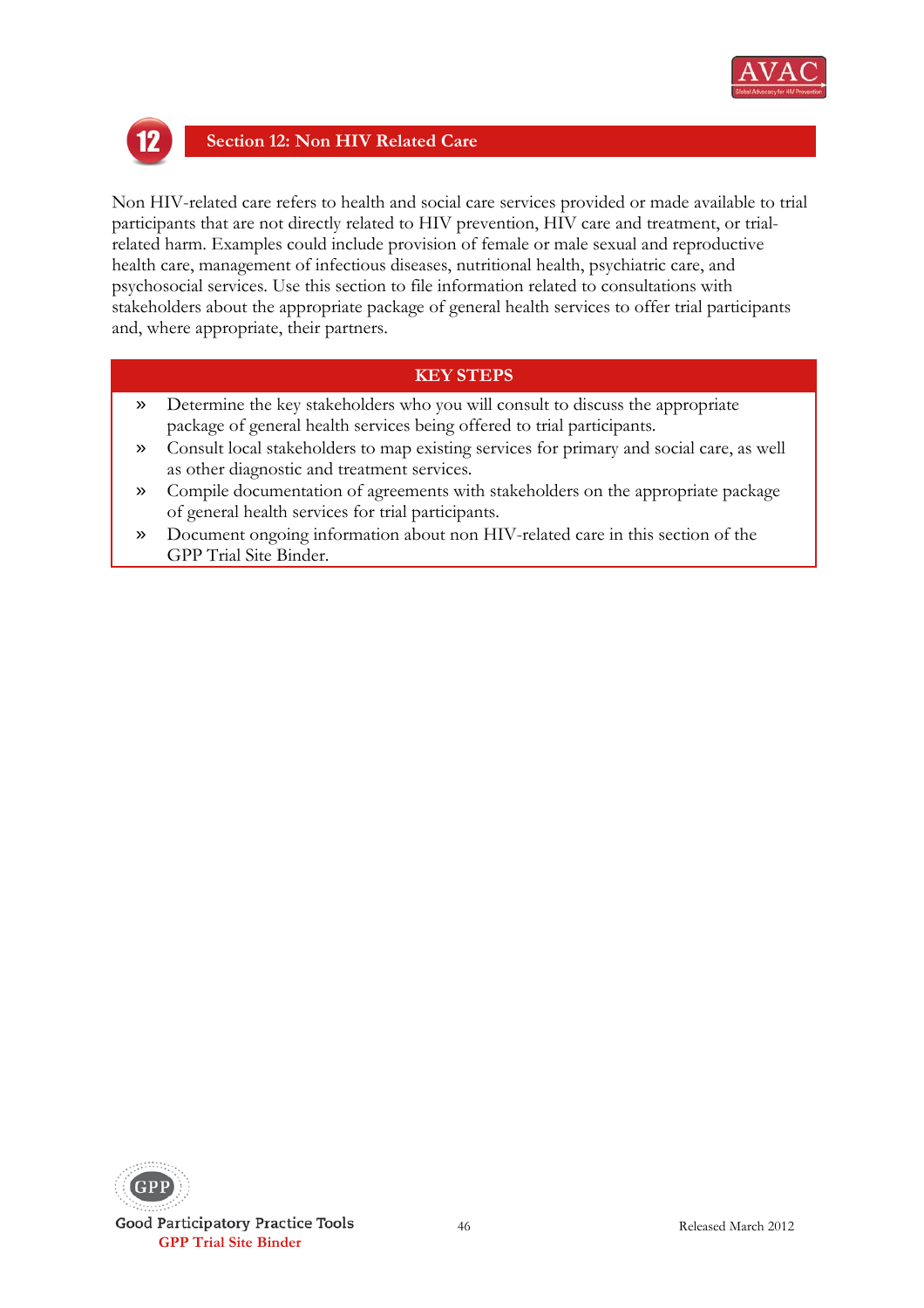# Section 12: Non HIV Related Care

Non HIV-related care refers to health and social care services provided or made available to trial participants that are not directly related to HIV prevention, HIV care and treatment, or trial-related harm. Examples could include provision of female or male sexual and reproductive health care, management of infectious diseases, nutritional health, psychiatric care, and psychosocial services. Use this section to file information related to consultations with stakeholders about the appropriate package of general health services to offer trial participants and, where appropriate, their partners.

**KEY STEPS**

- » Determine the key stakeholders who you will consult to discuss the appropriate package of general health services being offered to trial participants.
- » Consult local stakeholders to map existing services for primary and social care, as well as other diagnostic and treatment services.
- » Compile documentation of agreements with stakeholders on the appropriate package of general health services for trial participants.
- » Document ongoing information about non HIV-related care in this section of the GPP Trial Site Binder.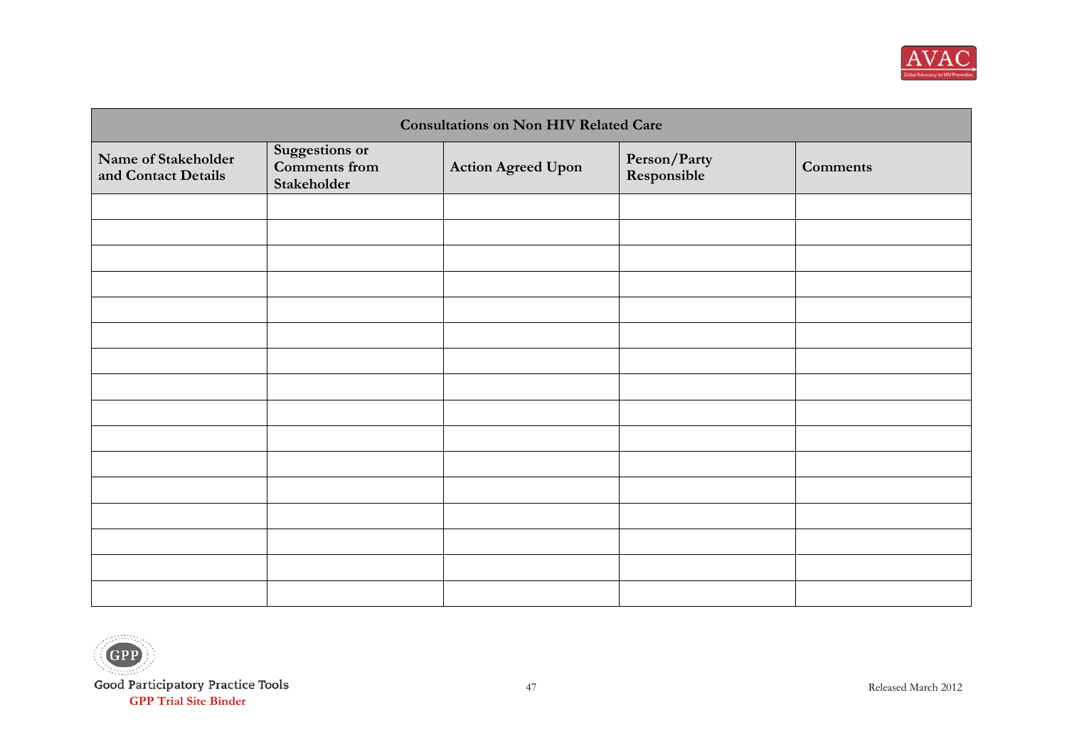| Consultations on Non HIV Related Care | | | | |
|---|---|---|---|---|
| **Name of Stakeholder and Contact Details** | **Suggestions or Comments from Stakeholder** | **Action Agreed Upon** | **Person/Party Responsible** | **Comments** |
| | | | | |
| | | | | |
| | | | | |
| | | | | |
| | | | | |
| | | | | |
| | | | | |
| | | | | |
| | | | | |
| | | | | |
| | | | | |
| | | | | |
| | | | | |
| | | | | |
| | | | | |
| | | | | |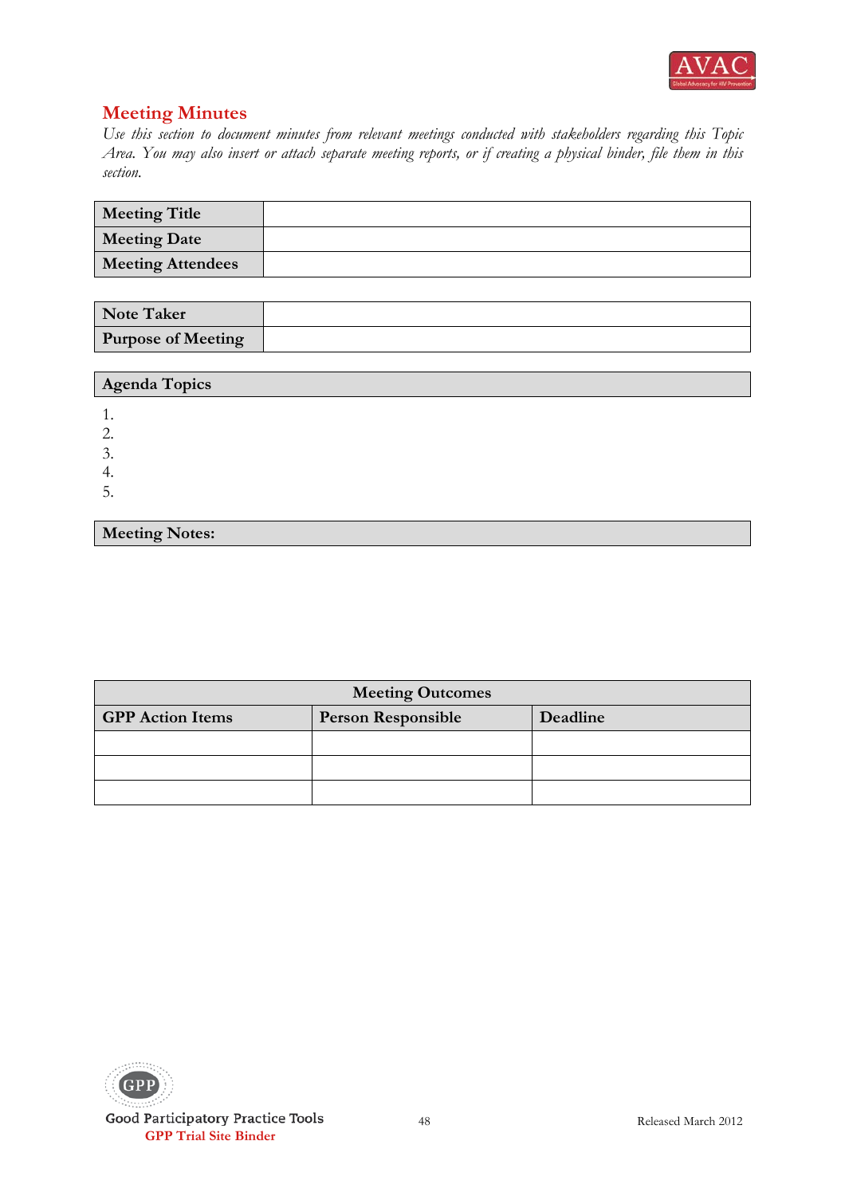## Meeting Minutes

*Use this section to document minutes from relevant meetings conducted with stakeholders regarding this Topic Area. You may also insert or attach separate meeting reports, or if creating a physical binder, file them in this section.*

| Meeting Title | |
|---|---|
| Meeting Date | |
| Meeting Attendees | |

| Note Taker | |
|---|---|
| Purpose of Meeting | |

**Agenda Topics**

1. 
2. 
3. 
4. 
5. 

**Meeting Notes:**

| Meeting Outcomes | | |
|---|---|---|
| **GPP Action Items** | **Person Responsible** | **Deadline** |
| | | |
| | | |
| | | |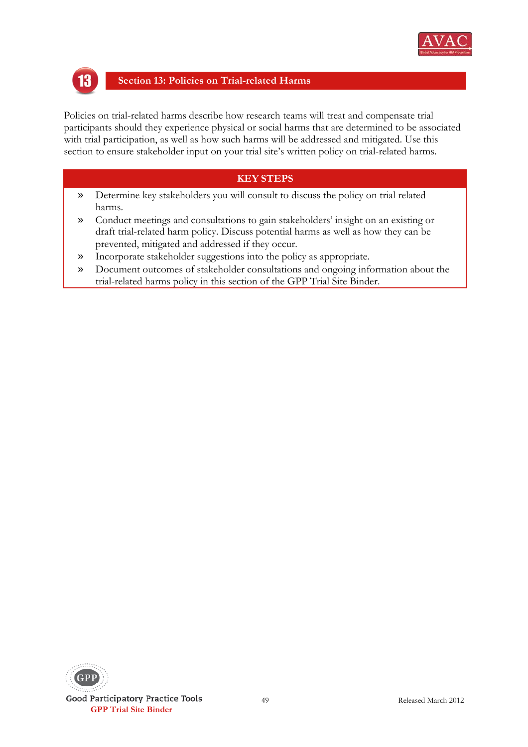# Section 13: Policies on Trial-related Harms

Policies on trial-related harms describe how research teams will treat and compensate trial participants should they experience physical or social harms that are determined to be associated with trial participation, as well as how such harms will be addressed and mitigated. Use this section to ensure stakeholder input on your trial site's written policy on trial-related harms.

## KEY STEPS

- Determine key stakeholders you will consult to discuss the policy on trial related harms.
- Conduct meetings and consultations to gain stakeholders' insight on an existing or draft trial-related harm policy. Discuss potential harms as well as how they can be prevented, mitigated and addressed if they occur.
- Incorporate stakeholder suggestions into the policy as appropriate.
- Document outcomes of stakeholder consultations and ongoing information about the trial-related harms policy in this section of the GPP Trial Site Binder.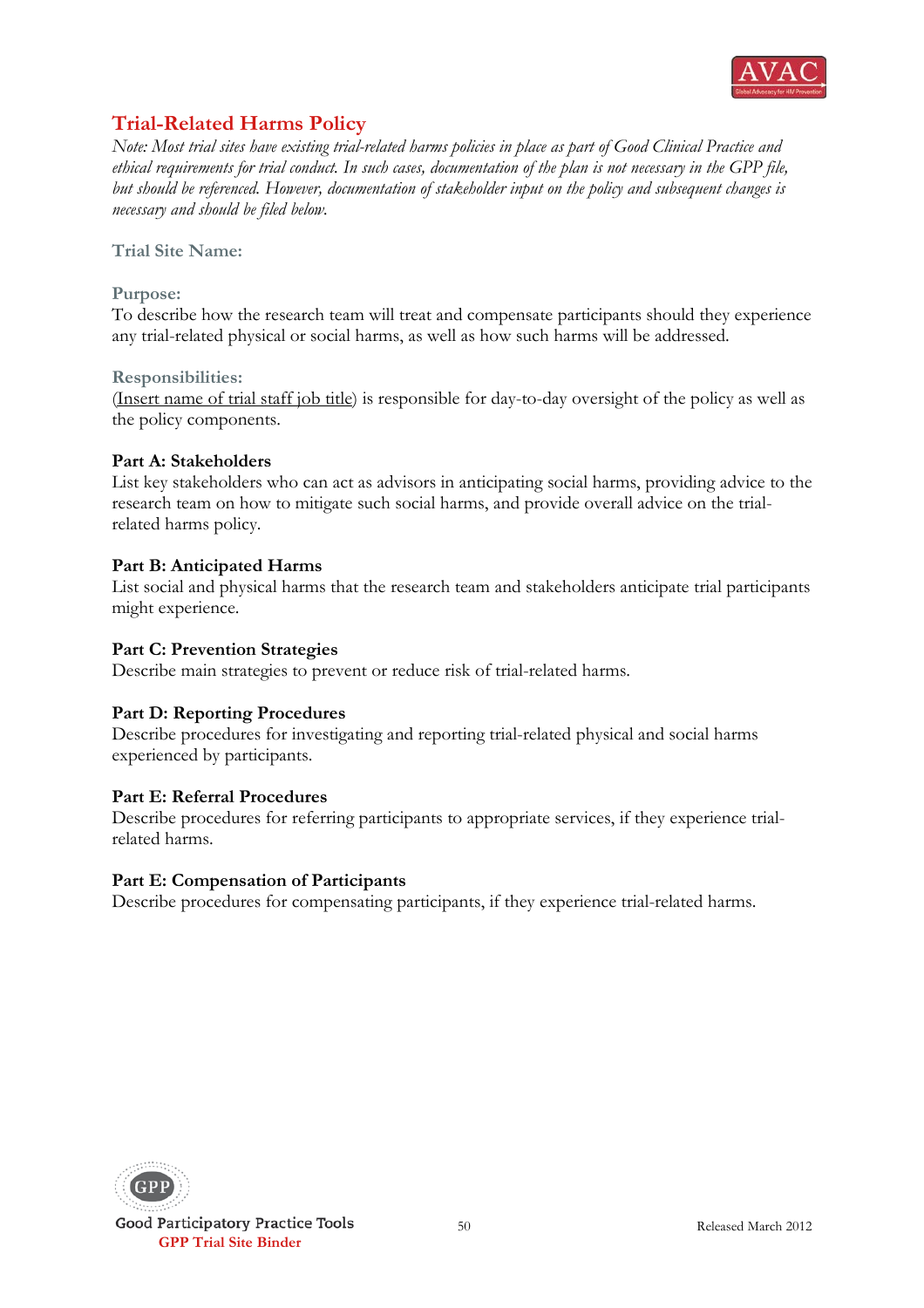## Trial-Related Harms Policy

*Note: Most trial sites have existing trial-related harms policies in place as part of Good Clinical Practice and ethical requirements for trial conduct. In such cases, documentation of the plan is not necessary in the GPP file, but should be referenced. However, documentation of stakeholder input on the policy and subsequent changes is necessary and should be filed below.*

### Trial Site Name:

### Purpose:

To describe how the research team will treat and compensate participants should they experience any trial-related physical or social harms, as well as how such harms will be addressed.

### Responsibilities:

(<u>Insert name of trial staff job title</u>) is responsible for day-to-day oversight of the policy as well as the policy components.

**Part A: Stakeholders**

List key stakeholders who can act as advisors in anticipating social harms, providing advice to the research team on how to mitigate such social harms, and provide overall advice on the trial-related harms policy.

**Part B: Anticipated Harms**

List social and physical harms that the research team and stakeholders anticipate trial participants might experience.

**Part C: Prevention Strategies**

Describe main strategies to prevent or reduce risk of trial-related harms.

**Part D: Reporting Procedures**

Describe procedures for investigating and reporting trial-related physical and social harms experienced by participants.

**Part E: Referral Procedures**

Describe procedures for referring participants to appropriate services, if they experience trial-related harms.

**Part E: Compensation of Participants**

Describe procedures for compensating participants, if they experience trial-related harms.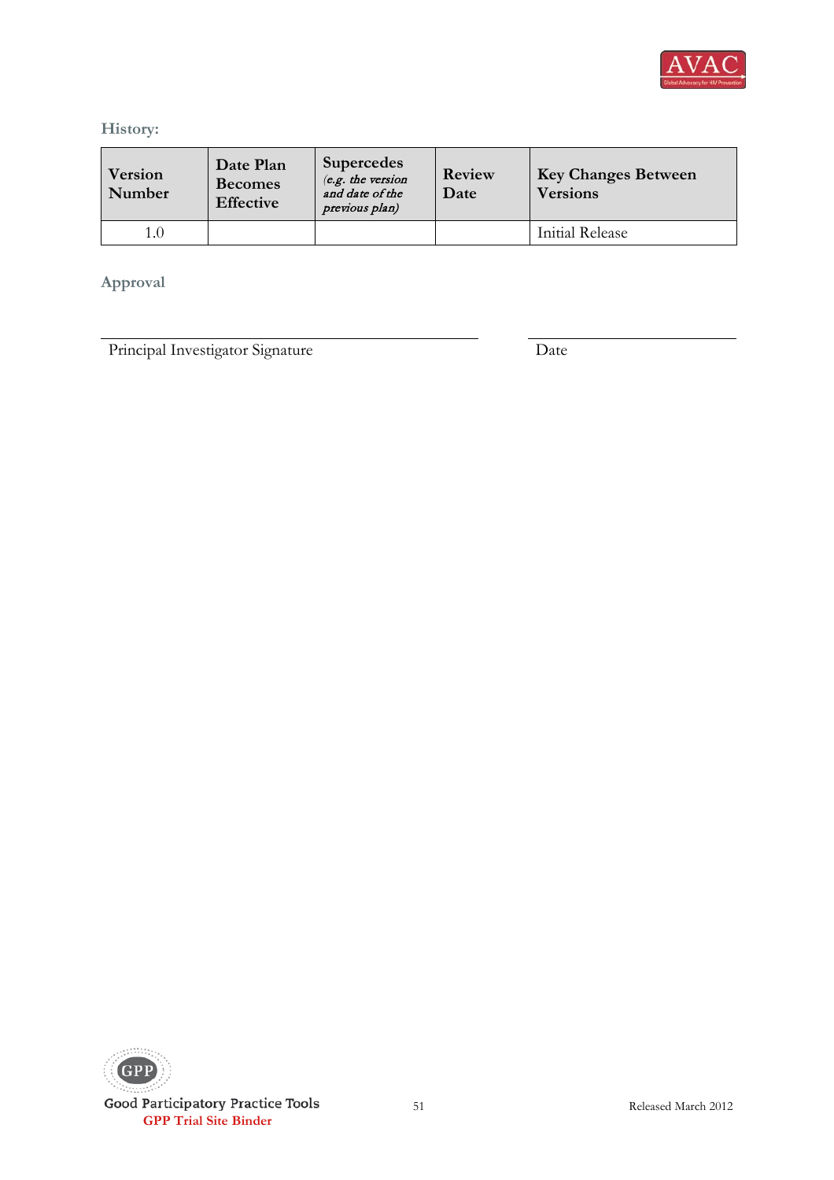### History:

| Version Number | Date Plan Becomes Effective | Supercedes *(e.g. the version and date of the previous plan)* | Review Date | Key Changes Between Versions |
|---|---|---|---|---|
| 1.0 | | | | Initial Release |

### Approval

Principal Investigator Signature ________________________ Date ____________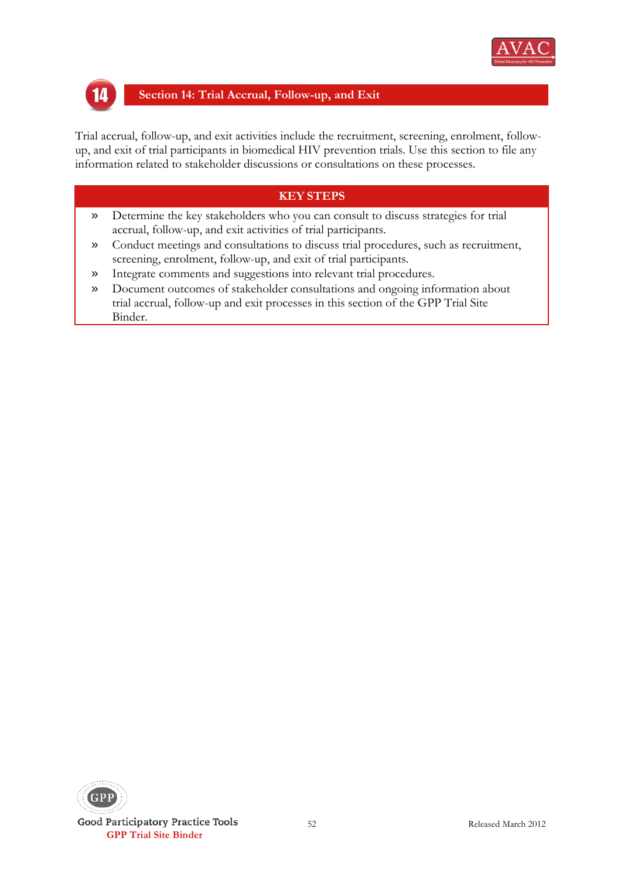# Section 14: Trial Accrual, Follow-up, and Exit

Trial accrual, follow-up, and exit activities include the recruitment, screening, enrolment, follow-up, and exit of trial participants in biomedical HIV prevention trials. Use this section to file any information related to stakeholder discussions or consultations on these processes.

## KEY STEPS

- Determine the key stakeholders who you can consult to discuss strategies for trial accrual, follow-up, and exit activities of trial participants.
- Conduct meetings and consultations to discuss trial procedures, such as recruitment, screening, enrolment, follow-up, and exit of trial participants.
- Integrate comments and suggestions into relevant trial procedures.
- Document outcomes of stakeholder consultations and ongoing information about trial accrual, follow-up and exit processes in this section of the GPP Trial Site Binder.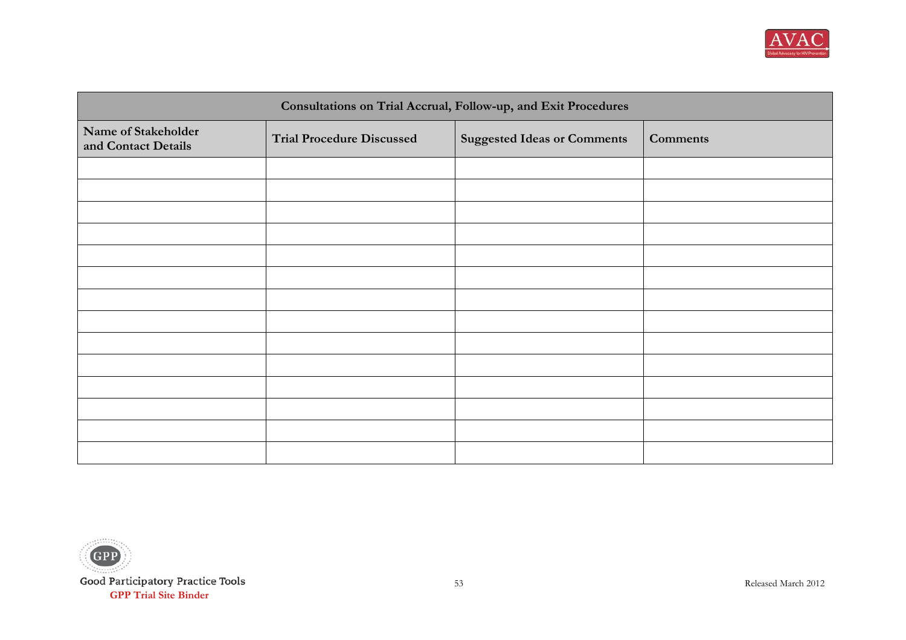| Consultations on Trial Accrual, Follow-up, and Exit Procedures | | | |
|---|---|---|---|
| **Name of Stakeholder and Contact Details** | **Trial Procedure Discussed** | **Suggested Ideas or Comments** | **Comments** |
| | | | |
| | | | |
| | | | |
| | | | |
| | | | |
| | | | |
| | | | |
| | | | |
| | | | |
| | | | |
| | | | |
| | | | |
| | | | |
| | | | |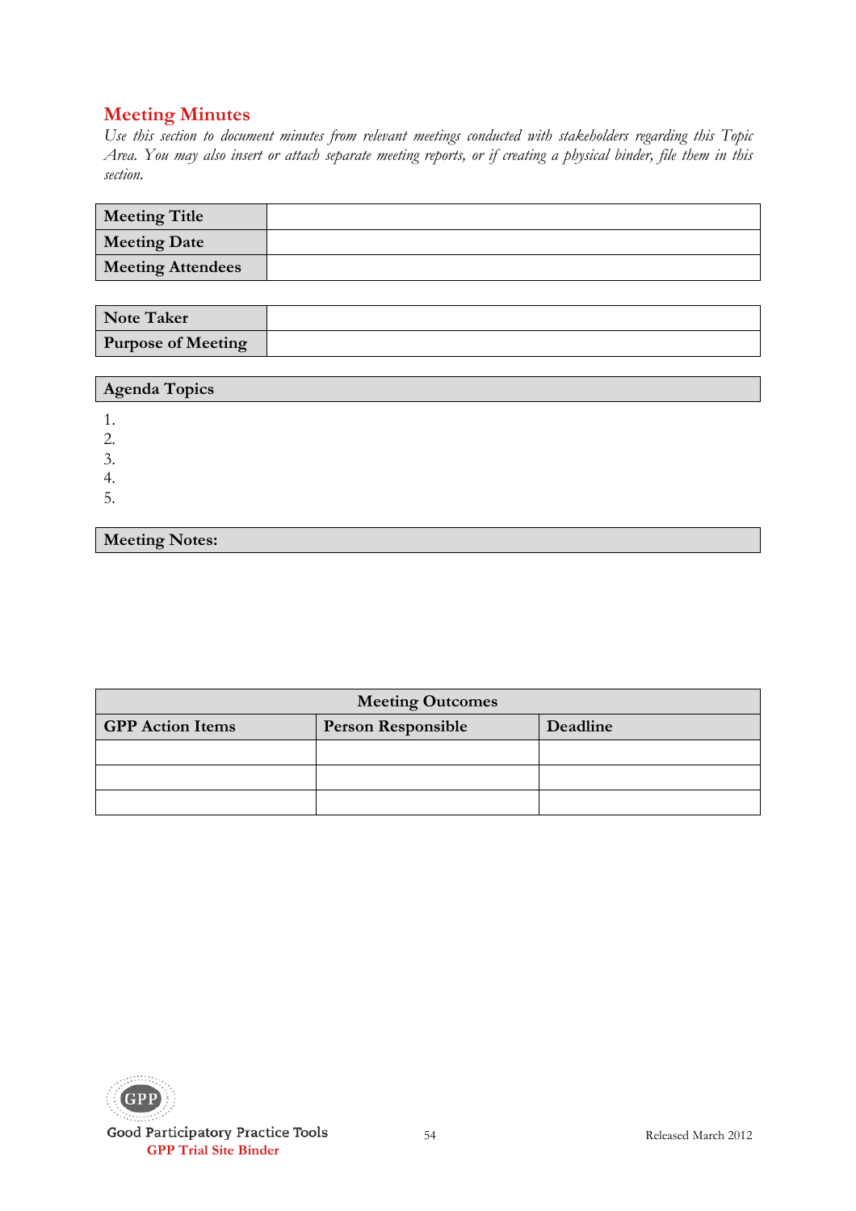## Meeting Minutes

*Use this section to document minutes from relevant meetings conducted with stakeholders regarding this Topic Area. You may also insert or attach separate meeting reports, or if creating a physical binder, file them in this section.*

| **Meeting Title** | |
|---|---|
| **Meeting Date** | |
| **Meeting Attendees** | |

| **Note Taker** | |
|---|---|
| **Purpose of Meeting** | |

| **Agenda Topics** |
|---|

1. 
2. 
3. 
4. 
5. 

| **Meeting Notes:** |
|---|

| **Meeting Outcomes** | | |
|---|---|---|
| **GPP Action Items** | **Person Responsible** | **Deadline** |
| | | |
| | | |
| | | |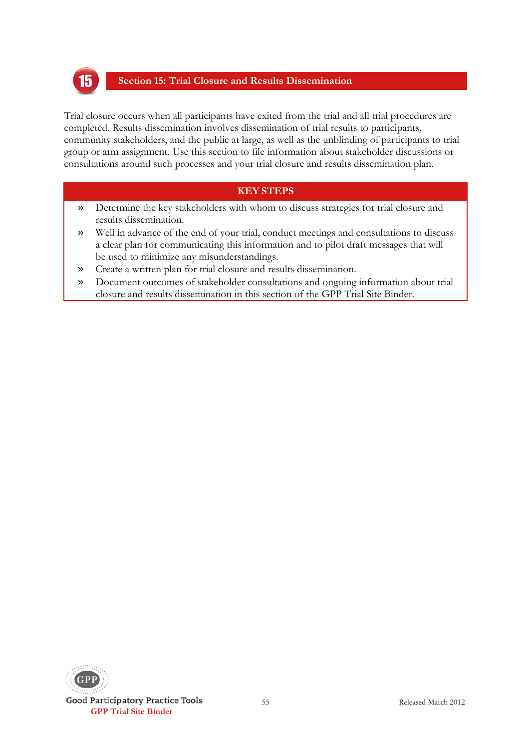## Section 15: Trial Closure and Results Dissemination

Trial closure occurs when all participants have exited from the trial and all trial procedures are completed. Results dissemination involves dissemination of trial results to participants, community stakeholders, and the public at large, as well as the unblinding of participants to trial group or arm assignment. Use this section to file information about stakeholder discussions or consultations around such processes and your trial closure and results dissemination plan.

**KEY STEPS**

- Determine the key stakeholders with whom to discuss strategies for trial closure and results dissemination.
- Well in advance of the end of your trial, conduct meetings and consultations to discuss a clear plan for communicating this information and to pilot draft messages that will be used to minimize any misunderstandings.
- Create a written plan for trial closure and results dissemination.
- Document outcomes of stakeholder consultations and ongoing information about trial closure and results dissemination in this section of the GPP Trial Site Binder.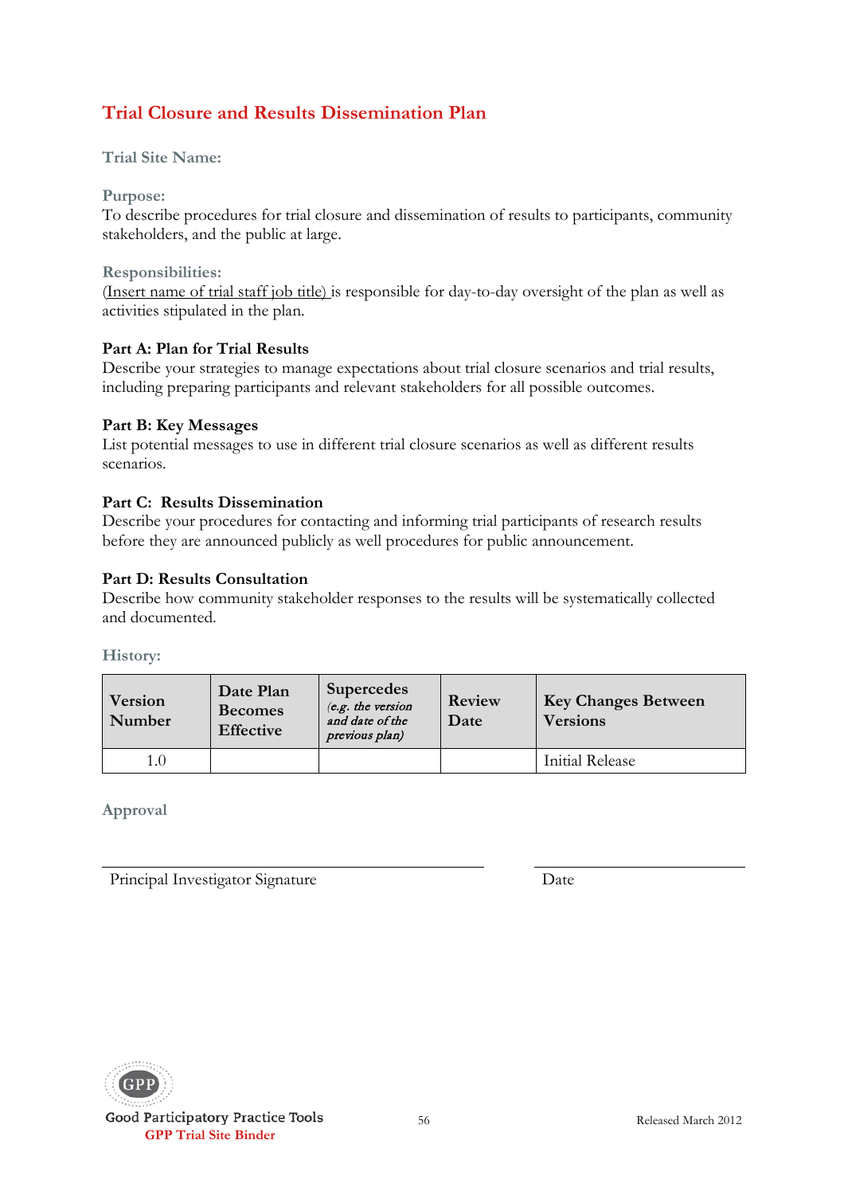## Trial Closure and Results Dissemination Plan

**Trial Site Name:**

**Purpose:**
To describe procedures for trial closure and dissemination of results to participants, community stakeholders, and the public at large.

**Responsibilities:**
(Insert name of trial staff job title) is responsible for day-to-day oversight of the plan as well as activities stipulated in the plan.

**Part A: Plan for Trial Results**
Describe your strategies to manage expectations about trial closure scenarios and trial results, including preparing participants and relevant stakeholders for all possible outcomes.

**Part B: Key Messages**
List potential messages to use in different trial closure scenarios as well as different results scenarios.

**Part C: Results Dissemination**
Describe your procedures for contacting and informing trial participants of research results before they are announced publicly as well procedures for public announcement.

**Part D: Results Consultation**
Describe how community stakeholder responses to the results will be systematically collected and documented.

**History:**

| Version Number | Date Plan Becomes Effective | Supercedes *(e.g. the version and date of the previous plan)* | Review Date | Key Changes Between Versions |
|---|---|---|---|---|
| 1.0 | | | | Initial Release |

**Approval**

Principal Investigator Signature ______________________ Date ______________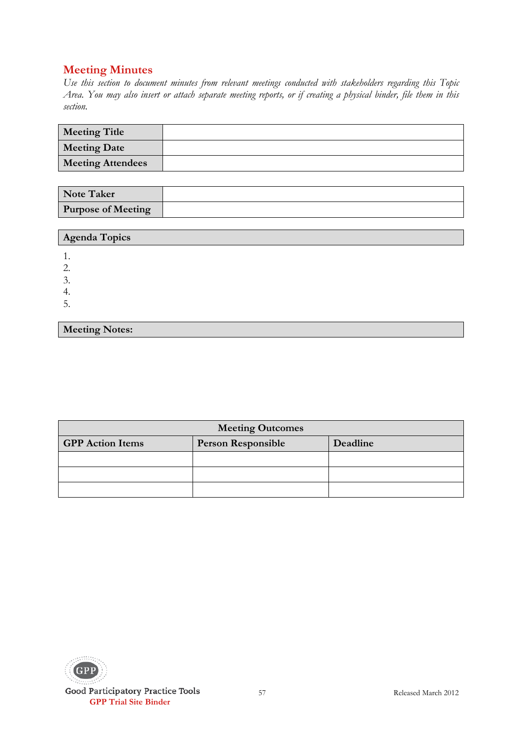## Meeting Minutes

*Use this section to document minutes from relevant meetings conducted with stakeholders regarding this Topic Area. You may also insert or attach separate meeting reports, or if creating a physical binder, file them in this section.*

| **Meeting Title** | |
|---|---|
| **Meeting Date** | |
| **Meeting Attendees** | |

| **Note Taker** | |
|---|---|
| **Purpose of Meeting** | |

| **Agenda Topics** |
|---|

1.
2.
3.
4.
5.

| **Meeting Notes:** |
|---|

| **Meeting Outcomes** | | |
|---|---|---|
| **GPP Action Items** | **Person Responsible** | **Deadline** |
| | | |
| | | |
| | | |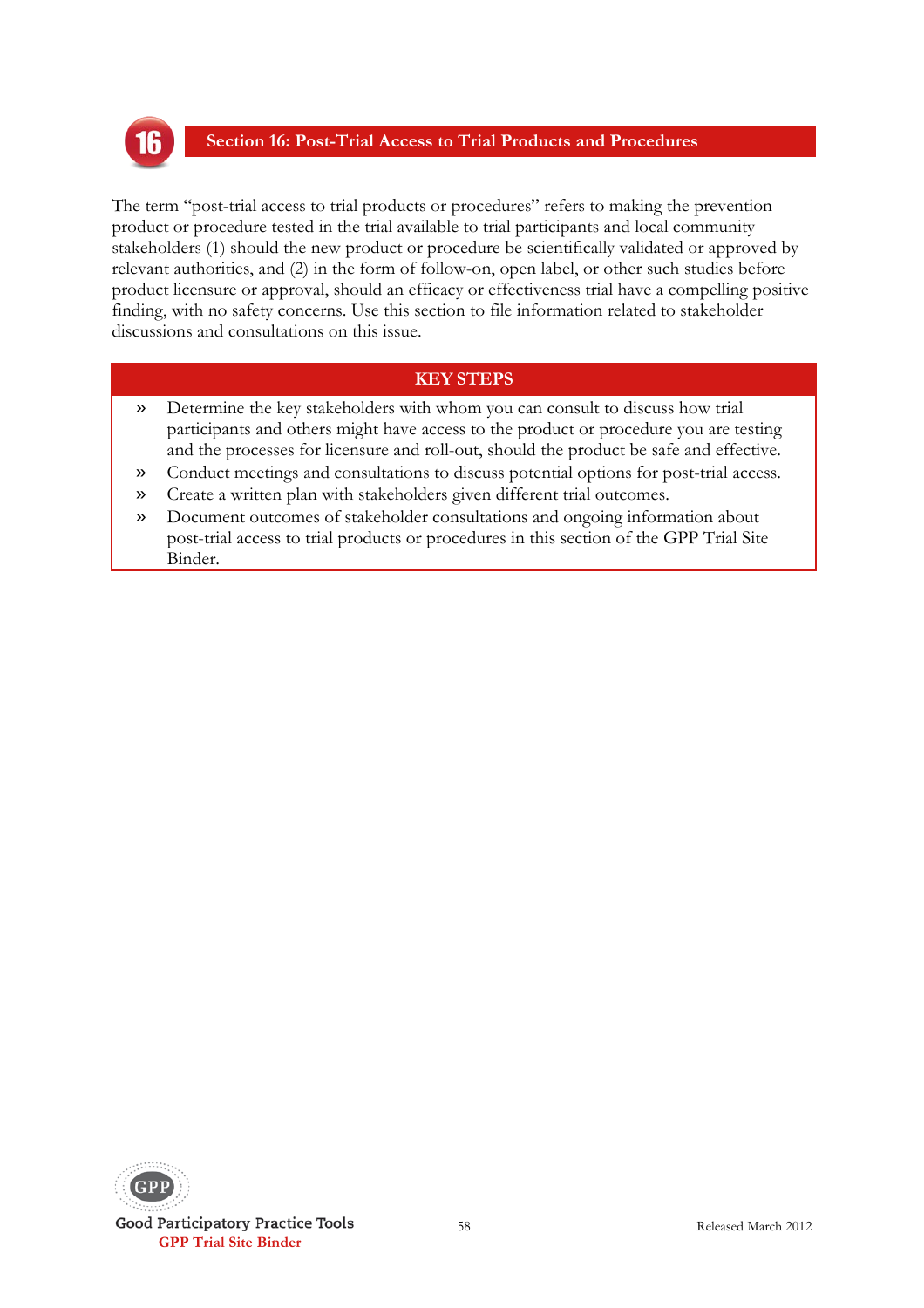# 16 Section 16: Post-Trial Access to Trial Products and Procedures

The term "post-trial access to trial products or procedures" refers to making the prevention product or procedure tested in the trial available to trial participants and local community stakeholders (1) should the new product or procedure be scientifically validated or approved by relevant authorities, and (2) in the form of follow-on, open label, or other such studies before product licensure or approval, should an efficacy or effectiveness trial have a compelling positive finding, with no safety concerns. Use this section to file information related to stakeholder discussions and consultations on this issue.

## KEY STEPS

- Determine the key stakeholders with whom you can consult to discuss how trial participants and others might have access to the product or procedure you are testing and the processes for licensure and roll-out, should the product be safe and effective.
- Conduct meetings and consultations to discuss potential options for post-trial access.
- Create a written plan with stakeholders given different trial outcomes.
- Document outcomes of stakeholder consultations and ongoing information about post-trial access to trial products or procedures in this section of the GPP Trial Site Binder.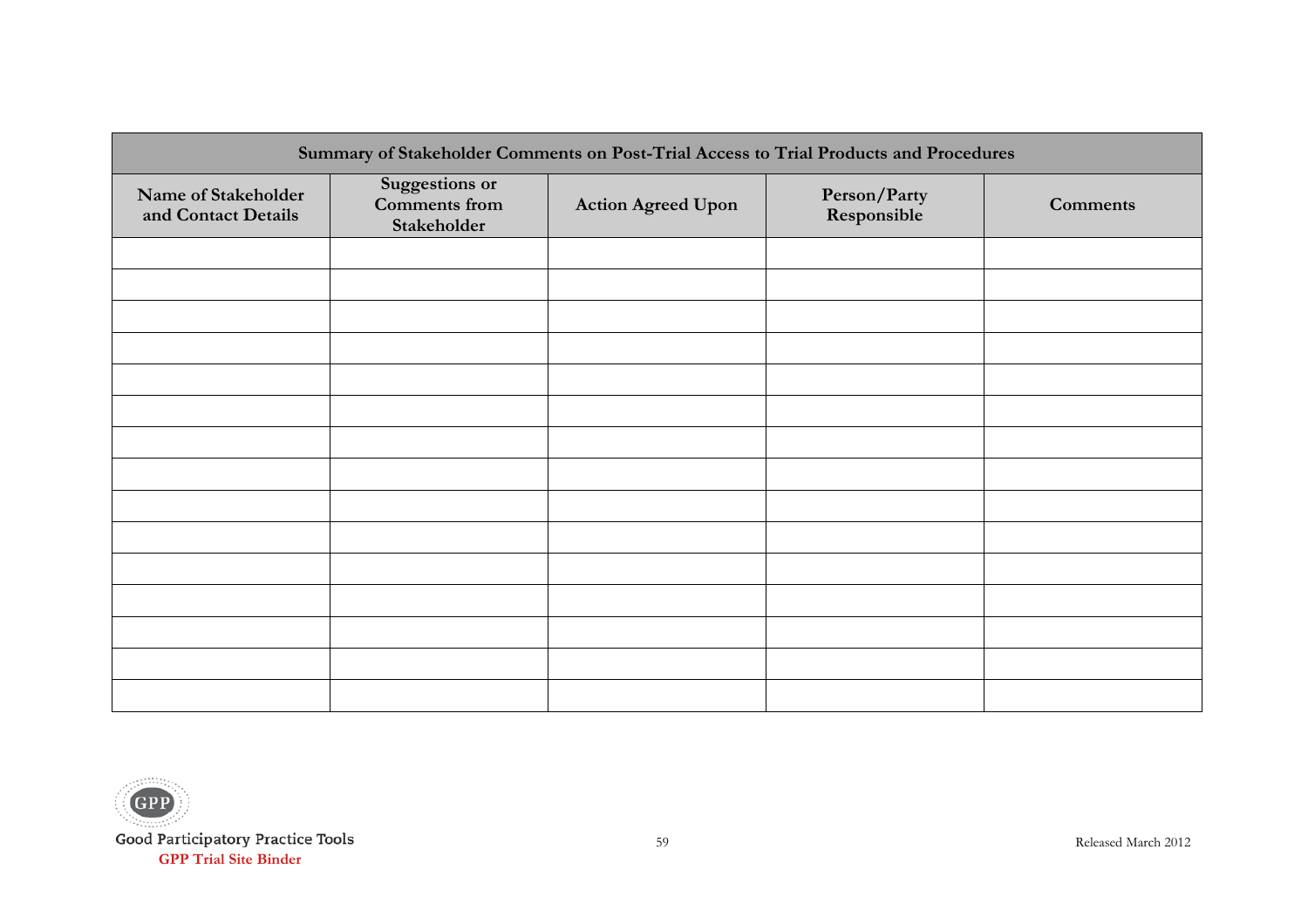| Summary of Stakeholder Comments on Post-Trial Access to Trial Products and Procedures | | | | |
|---|---|---|---|---|
| Name of Stakeholder and Contact Details | Suggestions or Comments from Stakeholder | Action Agreed Upon | Person/Party Responsible | Comments |
| | | | | |
| | | | | |
| | | | | |
| | | | | |
| | | | | |
| | | | | |
| | | | | |
| | | | | |
| | | | | |
| | | | | |
| | | | | |
| | | | | |
| | | | | |
| | | | | |
| | | | | |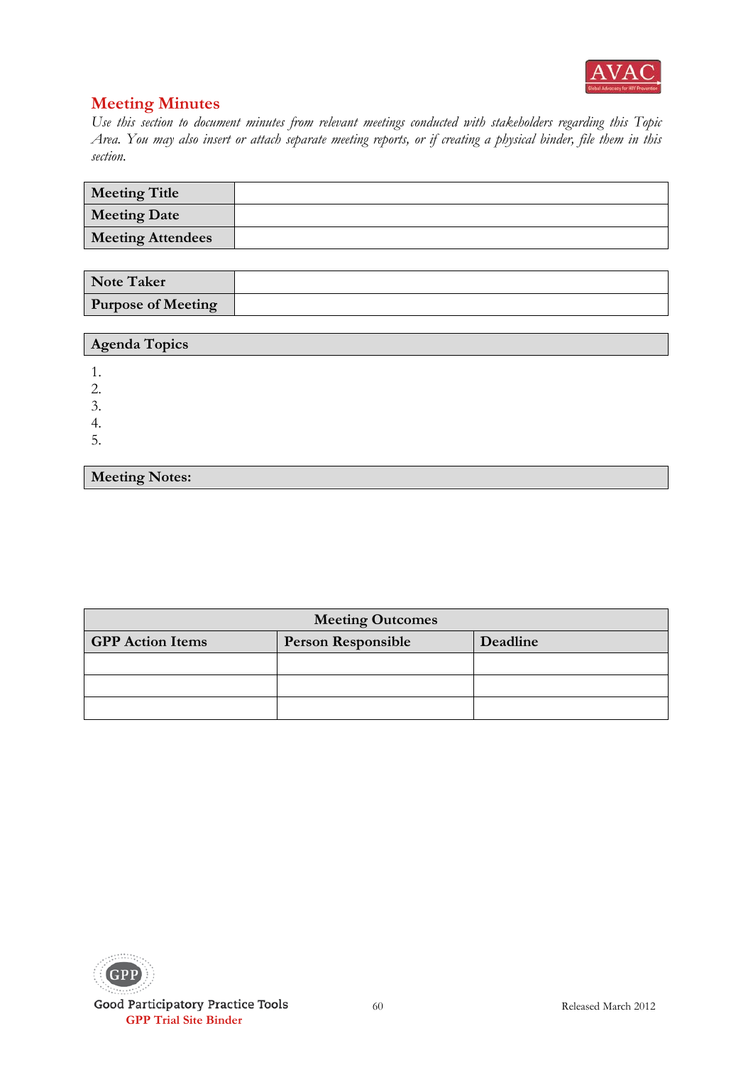## Meeting Minutes

*Use this section to document minutes from relevant meetings conducted with stakeholders regarding this Topic Area. You may also insert or attach separate meeting reports, or if creating a physical binder, file them in this section.*

| | |
|---|---|
| **Meeting Title** | |
| **Meeting Date** | |
| **Meeting Attendees** | |

| | |
|---|---|
| **Note Taker** | |
| **Purpose of Meeting** | |

**Agenda Topics**

1.
2.
3.
4.
5.

**Meeting Notes:**

| Meeting Outcomes | | |
|---|---|---|
| **GPP Action Items** | **Person Responsible** | **Deadline** |
| | | |
| | | |
| | | |